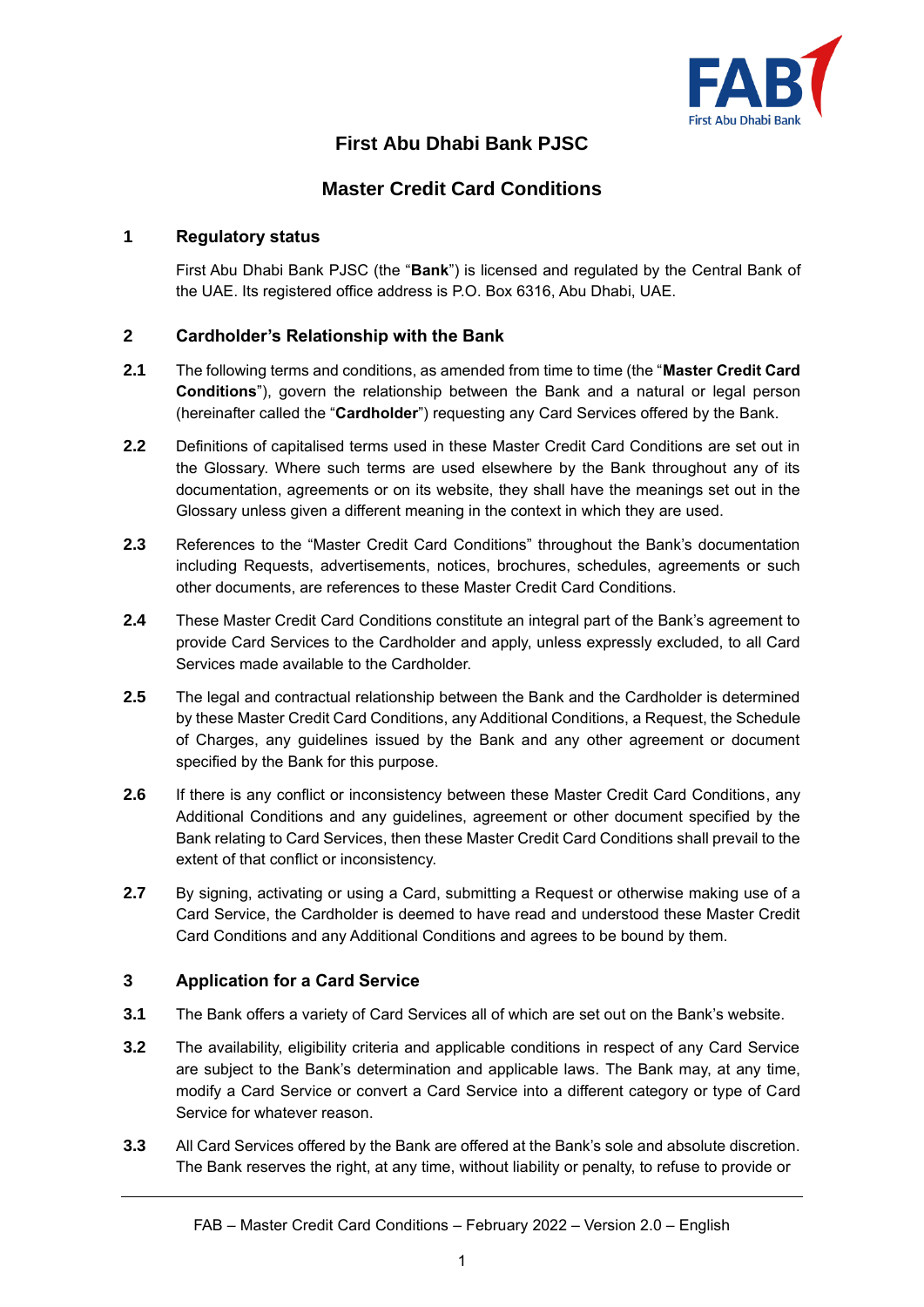# First Abu Dhabi Bank PJSC

# Master Credit Card Conditions

## 1 Regulatory status

First Abu Dhabi Bank PJSC (the "**Bank**") is licensed and regulated by the Central Bank of the UAE. Its registered office address is P.O. Box 6316, Abu Dhabi, UAE.

## 2 Cardholder's Relationship with the Bank

**2.1** The following terms and conditions, as amended from time to time (the "**Master Credit Card Conditions**"), govern the relationship between the Bank and a natural or legal person (hereinafter called the "**Cardholder**") requesting any Card Services offered by the Bank.

**2.2** Definitions of capitalised terms used in these Master Credit Card Conditions are set out in the Glossary. Where such terms are used elsewhere by the Bank throughout any of its documentation, agreements or on its website, they shall have the meanings set out in the Glossary unless given a different meaning in the context in which they are used.

**2.3** References to the "Master Credit Card Conditions" throughout the Bank's documentation including Requests, advertisements, notices, brochures, schedules, agreements or such other documents, are references to these Master Credit Card Conditions.

**2.4** These Master Credit Card Conditions constitute an integral part of the Bank's agreement to provide Card Services to the Cardholder and apply, unless expressly excluded, to all Card Services made available to the Cardholder.

**2.5** The legal and contractual relationship between the Bank and the Cardholder is determined by these Master Credit Card Conditions, any Additional Conditions, a Request, the Schedule of Charges, any guidelines issued by the Bank and any other agreement or document specified by the Bank for this purpose.

**2.6** If there is any conflict or inconsistency between these Master Credit Card Conditions, any Additional Conditions and any guidelines, agreement or other document specified by the Bank relating to Card Services, then these Master Credit Card Conditions shall prevail to the extent of that conflict or inconsistency.

**2.7** By signing, activating or using a Card, submitting a Request or otherwise making use of a Card Service, the Cardholder is deemed to have read and understood these Master Credit Card Conditions and any Additional Conditions and agrees to be bound by them.

## 3 Application for a Card Service

**3.1** The Bank offers a variety of Card Services all of which are set out on the Bank's website.

**3.2** The availability, eligibility criteria and applicable conditions in respect of any Card Service are subject to the Bank's determination and applicable laws. The Bank may, at any time, modify a Card Service or convert a Card Service into a different category or type of Card Service for whatever reason.

**3.3** All Card Services offered by the Bank are offered at the Bank's sole and absolute discretion. The Bank reserves the right, at any time, without liability or penalty, to refuse to provide or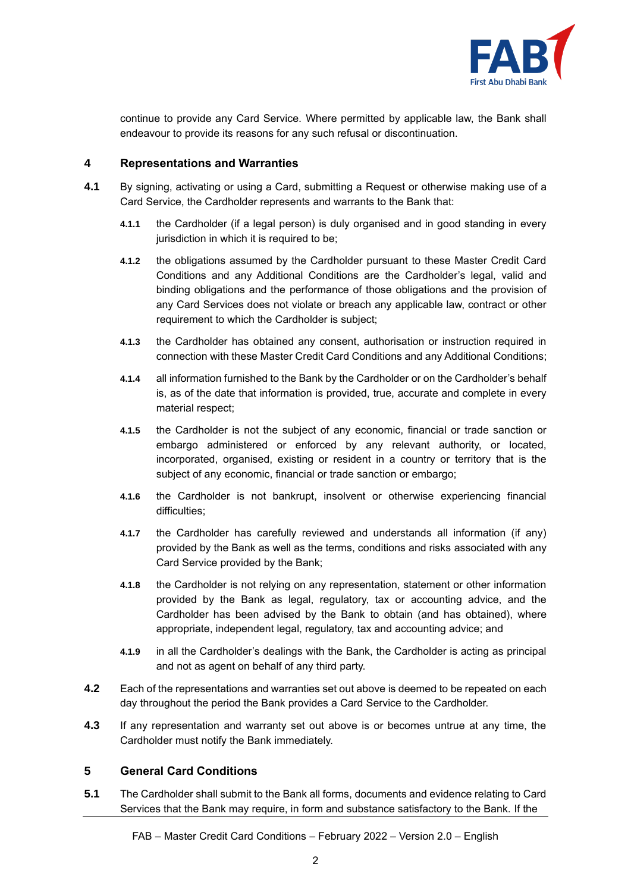continue to provide any Card Service. Where permitted by applicable law, the Bank shall endeavour to provide its reasons for any such refusal or discontinuation.

## 4 Representations and Warranties

**4.1** By signing, activating or using a Card, submitting a Request or otherwise making use of a Card Service, the Cardholder represents and warrants to the Bank that:

**4.1.1** the Cardholder (if a legal person) is duly organised and in good standing in every jurisdiction in which it is required to be;

**4.1.2** the obligations assumed by the Cardholder pursuant to these Master Credit Card Conditions and any Additional Conditions are the Cardholder's legal, valid and binding obligations and the performance of those obligations and the provision of any Card Services does not violate or breach any applicable law, contract or other requirement to which the Cardholder is subject;

**4.1.3** the Cardholder has obtained any consent, authorisation or instruction required in connection with these Master Credit Card Conditions and any Additional Conditions;

**4.1.4** all information furnished to the Bank by the Cardholder or on the Cardholder's behalf is, as of the date that information is provided, true, accurate and complete in every material respect;

**4.1.5** the Cardholder is not the subject of any economic, financial or trade sanction or embargo administered or enforced by any relevant authority, or located, incorporated, organised, existing or resident in a country or territory that is the subject of any economic, financial or trade sanction or embargo;

**4.1.6** the Cardholder is not bankrupt, insolvent or otherwise experiencing financial difficulties;

**4.1.7** the Cardholder has carefully reviewed and understands all information (if any) provided by the Bank as well as the terms, conditions and risks associated with any Card Service provided by the Bank;

**4.1.8** the Cardholder is not relying on any representation, statement or other information provided by the Bank as legal, regulatory, tax or accounting advice, and the Cardholder has been advised by the Bank to obtain (and has obtained), where appropriate, independent legal, regulatory, tax and accounting advice; and

**4.1.9** in all the Cardholder's dealings with the Bank, the Cardholder is acting as principal and not as agent on behalf of any third party.

**4.2** Each of the representations and warranties set out above is deemed to be repeated on each day throughout the period the Bank provides a Card Service to the Cardholder.

**4.3** If any representation and warranty set out above is or becomes untrue at any time, the Cardholder must notify the Bank immediately.

## 5 General Card Conditions

**5.1** The Cardholder shall submit to the Bank all forms, documents and evidence relating to Card Services that the Bank may require, in form and substance satisfactory to the Bank. If the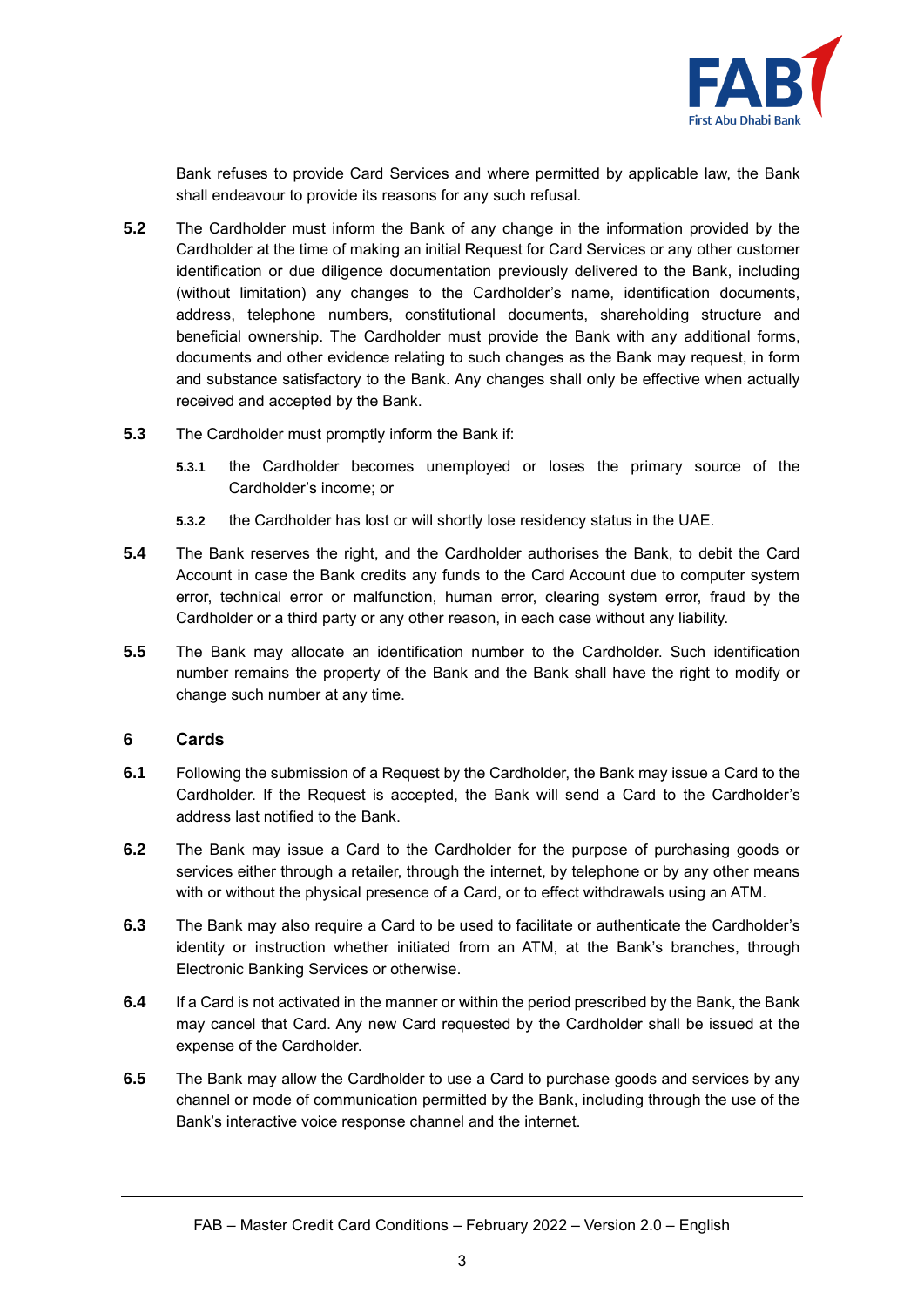Bank refuses to provide Card Services and where permitted by applicable law, the Bank shall endeavour to provide its reasons for any such refusal.

**5.2** The Cardholder must inform the Bank of any change in the information provided by the Cardholder at the time of making an initial Request for Card Services or any other customer identification or due diligence documentation previously delivered to the Bank, including (without limitation) any changes to the Cardholder's name, identification documents, address, telephone numbers, constitutional documents, shareholding structure and beneficial ownership. The Cardholder must provide the Bank with any additional forms, documents and other evidence relating to such changes as the Bank may request, in form and substance satisfactory to the Bank. Any changes shall only be effective when actually received and accepted by the Bank.

**5.3** The Cardholder must promptly inform the Bank if:

**5.3.1** the Cardholder becomes unemployed or loses the primary source of the Cardholder's income; or

**5.3.2** the Cardholder has lost or will shortly lose residency status in the UAE.

**5.4** The Bank reserves the right, and the Cardholder authorises the Bank, to debit the Card Account in case the Bank credits any funds to the Card Account due to computer system error, technical error or malfunction, human error, clearing system error, fraud by the Cardholder or a third party or any other reason, in each case without any liability.

**5.5** The Bank may allocate an identification number to the Cardholder. Such identification number remains the property of the Bank and the Bank shall have the right to modify or change such number at any time.

## 6 Cards

**6.1** Following the submission of a Request by the Cardholder, the Bank may issue a Card to the Cardholder. If the Request is accepted, the Bank will send a Card to the Cardholder's address last notified to the Bank.

**6.2** The Bank may issue a Card to the Cardholder for the purpose of purchasing goods or services either through a retailer, through the internet, by telephone or by any other means with or without the physical presence of a Card, or to effect withdrawals using an ATM.

**6.3** The Bank may also require a Card to be used to facilitate or authenticate the Cardholder's identity or instruction whether initiated from an ATM, at the Bank's branches, through Electronic Banking Services or otherwise.

**6.4** If a Card is not activated in the manner or within the period prescribed by the Bank, the Bank may cancel that Card. Any new Card requested by the Cardholder shall be issued at the expense of the Cardholder.

**6.5** The Bank may allow the Cardholder to use a Card to purchase goods and services by any channel or mode of communication permitted by the Bank, including through the use of the Bank's interactive voice response channel and the internet.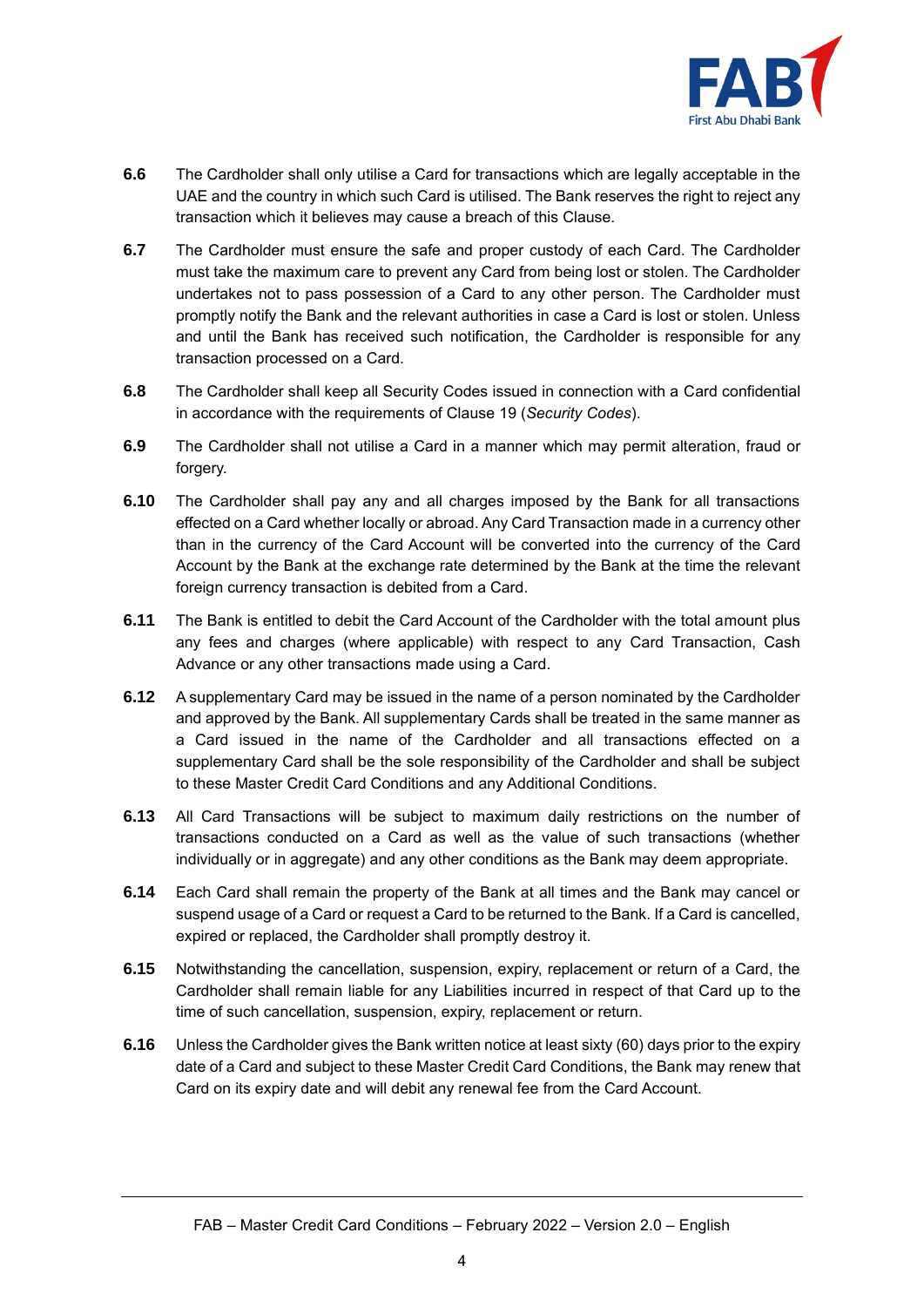**6.6** The Cardholder shall only utilise a Card for transactions which are legally acceptable in the UAE and the country in which such Card is utilised. The Bank reserves the right to reject any transaction which it believes may cause a breach of this Clause.

**6.7** The Cardholder must ensure the safe and proper custody of each Card. The Cardholder must take the maximum care to prevent any Card from being lost or stolen. The Cardholder undertakes not to pass possession of a Card to any other person. The Cardholder must promptly notify the Bank and the relevant authorities in case a Card is lost or stolen. Unless and until the Bank has received such notification, the Cardholder is responsible for any transaction processed on a Card.

**6.8** The Cardholder shall keep all Security Codes issued in connection with a Card confidential in accordance with the requirements of Clause 19 (*Security Codes*).

**6.9** The Cardholder shall not utilise a Card in a manner which may permit alteration, fraud or forgery.

**6.10** The Cardholder shall pay any and all charges imposed by the Bank for all transactions effected on a Card whether locally or abroad. Any Card Transaction made in a currency other than in the currency of the Card Account will be converted into the currency of the Card Account by the Bank at the exchange rate determined by the Bank at the time the relevant foreign currency transaction is debited from a Card.

**6.11** The Bank is entitled to debit the Card Account of the Cardholder with the total amount plus any fees and charges (where applicable) with respect to any Card Transaction, Cash Advance or any other transactions made using a Card.

**6.12** A supplementary Card may be issued in the name of a person nominated by the Cardholder and approved by the Bank. All supplementary Cards shall be treated in the same manner as a Card issued in the name of the Cardholder and all transactions effected on a supplementary Card shall be the sole responsibility of the Cardholder and shall be subject to these Master Credit Card Conditions and any Additional Conditions.

**6.13** All Card Transactions will be subject to maximum daily restrictions on the number of transactions conducted on a Card as well as the value of such transactions (whether individually or in aggregate) and any other conditions as the Bank may deem appropriate.

**6.14** Each Card shall remain the property of the Bank at all times and the Bank may cancel or suspend usage of a Card or request a Card to be returned to the Bank. If a Card is cancelled, expired or replaced, the Cardholder shall promptly destroy it.

**6.15** Notwithstanding the cancellation, suspension, expiry, replacement or return of a Card, the Cardholder shall remain liable for any Liabilities incurred in respect of that Card up to the time of such cancellation, suspension, expiry, replacement or return.

**6.16** Unless the Cardholder gives the Bank written notice at least sixty (60) days prior to the expiry date of a Card and subject to these Master Credit Card Conditions, the Bank may renew that Card on its expiry date and will debit any renewal fee from the Card Account.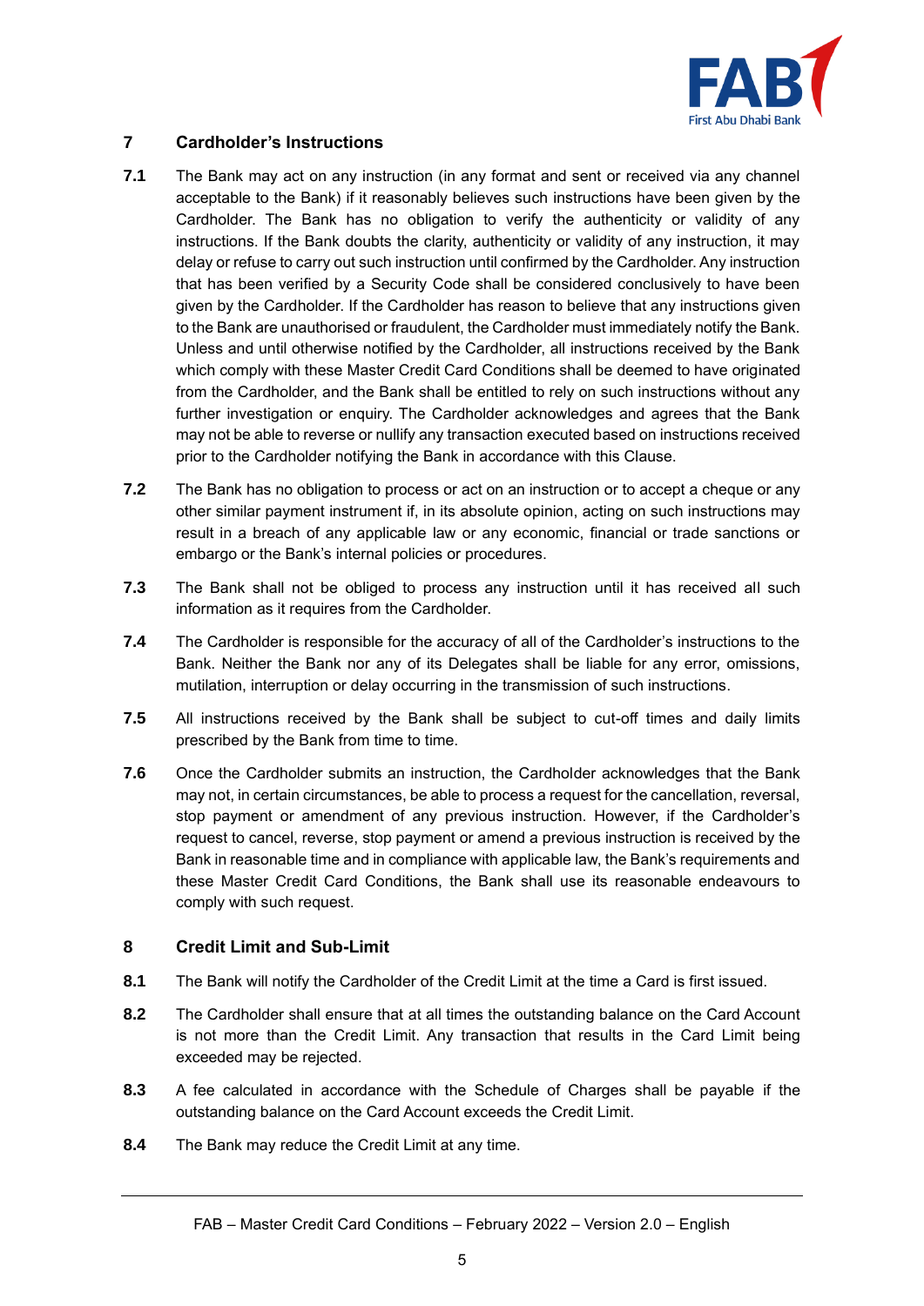## 7 Cardholder's Instructions

**7.1** The Bank may act on any instruction (in any format and sent or received via any channel acceptable to the Bank) if it reasonably believes such instructions have been given by the Cardholder. The Bank has no obligation to verify the authenticity or validity of any instructions. If the Bank doubts the clarity, authenticity or validity of any instruction, it may delay or refuse to carry out such instruction until confirmed by the Cardholder. Any instruction that has been verified by a Security Code shall be considered conclusively to have been given by the Cardholder. If the Cardholder has reason to believe that any instructions given to the Bank are unauthorised or fraudulent, the Cardholder must immediately notify the Bank. Unless and until otherwise notified by the Cardholder, all instructions received by the Bank which comply with these Master Credit Card Conditions shall be deemed to have originated from the Cardholder, and the Bank shall be entitled to rely on such instructions without any further investigation or enquiry. The Cardholder acknowledges and agrees that the Bank may not be able to reverse or nullify any transaction executed based on instructions received prior to the Cardholder notifying the Bank in accordance with this Clause.

**7.2** The Bank has no obligation to process or act on an instruction or to accept a cheque or any other similar payment instrument if, in its absolute opinion, acting on such instructions may result in a breach of any applicable law or any economic, financial or trade sanctions or embargo or the Bank's internal policies or procedures.

**7.3** The Bank shall not be obliged to process any instruction until it has received all such information as it requires from the Cardholder.

**7.4** The Cardholder is responsible for the accuracy of all of the Cardholder's instructions to the Bank. Neither the Bank nor any of its Delegates shall be liable for any error, omissions, mutilation, interruption or delay occurring in the transmission of such instructions.

**7.5** All instructions received by the Bank shall be subject to cut-off times and daily limits prescribed by the Bank from time to time.

**7.6** Once the Cardholder submits an instruction, the Cardholder acknowledges that the Bank may not, in certain circumstances, be able to process a request for the cancellation, reversal, stop payment or amendment of any previous instruction. However, if the Cardholder's request to cancel, reverse, stop payment or amend a previous instruction is received by the Bank in reasonable time and in compliance with applicable law, the Bank's requirements and these Master Credit Card Conditions, the Bank shall use its reasonable endeavours to comply with such request.

## 8 Credit Limit and Sub-Limit

**8.1** The Bank will notify the Cardholder of the Credit Limit at the time a Card is first issued.

**8.2** The Cardholder shall ensure that at all times the outstanding balance on the Card Account is not more than the Credit Limit. Any transaction that results in the Card Limit being exceeded may be rejected.

**8.3** A fee calculated in accordance with the Schedule of Charges shall be payable if the outstanding balance on the Card Account exceeds the Credit Limit.

**8.4** The Bank may reduce the Credit Limit at any time.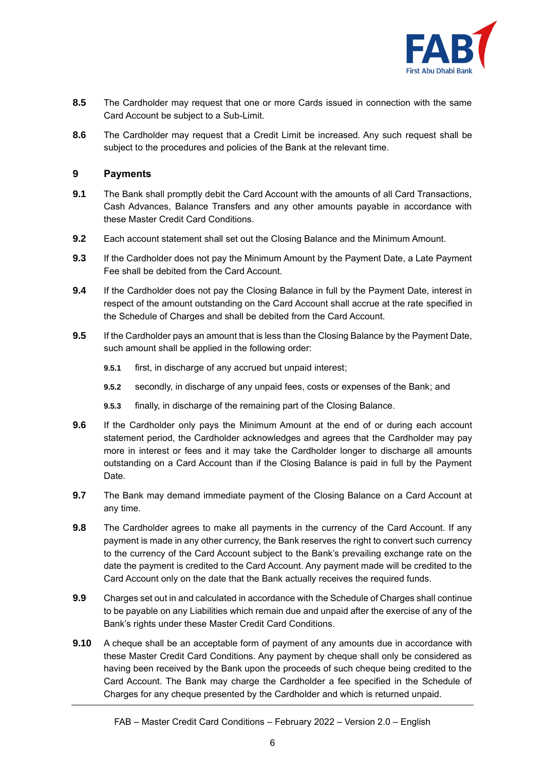**8.5** The Cardholder may request that one or more Cards issued in connection with the same Card Account be subject to a Sub-Limit.

**8.6** The Cardholder may request that a Credit Limit be increased. Any such request shall be subject to the procedures and policies of the Bank at the relevant time.

## 9 Payments

**9.1** The Bank shall promptly debit the Card Account with the amounts of all Card Transactions, Cash Advances, Balance Transfers and any other amounts payable in accordance with these Master Credit Card Conditions.

**9.2** Each account statement shall set out the Closing Balance and the Minimum Amount.

**9.3** If the Cardholder does not pay the Minimum Amount by the Payment Date, a Late Payment Fee shall be debited from the Card Account.

**9.4** If the Cardholder does not pay the Closing Balance in full by the Payment Date, interest in respect of the amount outstanding on the Card Account shall accrue at the rate specified in the Schedule of Charges and shall be debited from the Card Account.

**9.5** If the Cardholder pays an amount that is less than the Closing Balance by the Payment Date, such amount shall be applied in the following order:

- **9.5.1** first, in discharge of any accrued but unpaid interest;
- **9.5.2** secondly, in discharge of any unpaid fees, costs or expenses of the Bank; and
- **9.5.3** finally, in discharge of the remaining part of the Closing Balance.

**9.6** If the Cardholder only pays the Minimum Amount at the end of or during each account statement period, the Cardholder acknowledges and agrees that the Cardholder may pay more in interest or fees and it may take the Cardholder longer to discharge all amounts outstanding on a Card Account than if the Closing Balance is paid in full by the Payment Date.

**9.7** The Bank may demand immediate payment of the Closing Balance on a Card Account at any time.

**9.8** The Cardholder agrees to make all payments in the currency of the Card Account. If any payment is made in any other currency, the Bank reserves the right to convert such currency to the currency of the Card Account subject to the Bank's prevailing exchange rate on the date the payment is credited to the Card Account. Any payment made will be credited to the Card Account only on the date that the Bank actually receives the required funds.

**9.9** Charges set out in and calculated in accordance with the Schedule of Charges shall continue to be payable on any Liabilities which remain due and unpaid after the exercise of any of the Bank's rights under these Master Credit Card Conditions.

**9.10** A cheque shall be an acceptable form of payment of any amounts due in accordance with these Master Credit Card Conditions. Any payment by cheque shall only be considered as having been received by the Bank upon the proceeds of such cheque being credited to the Card Account. The Bank may charge the Cardholder a fee specified in the Schedule of Charges for any cheque presented by the Cardholder and which is returned unpaid.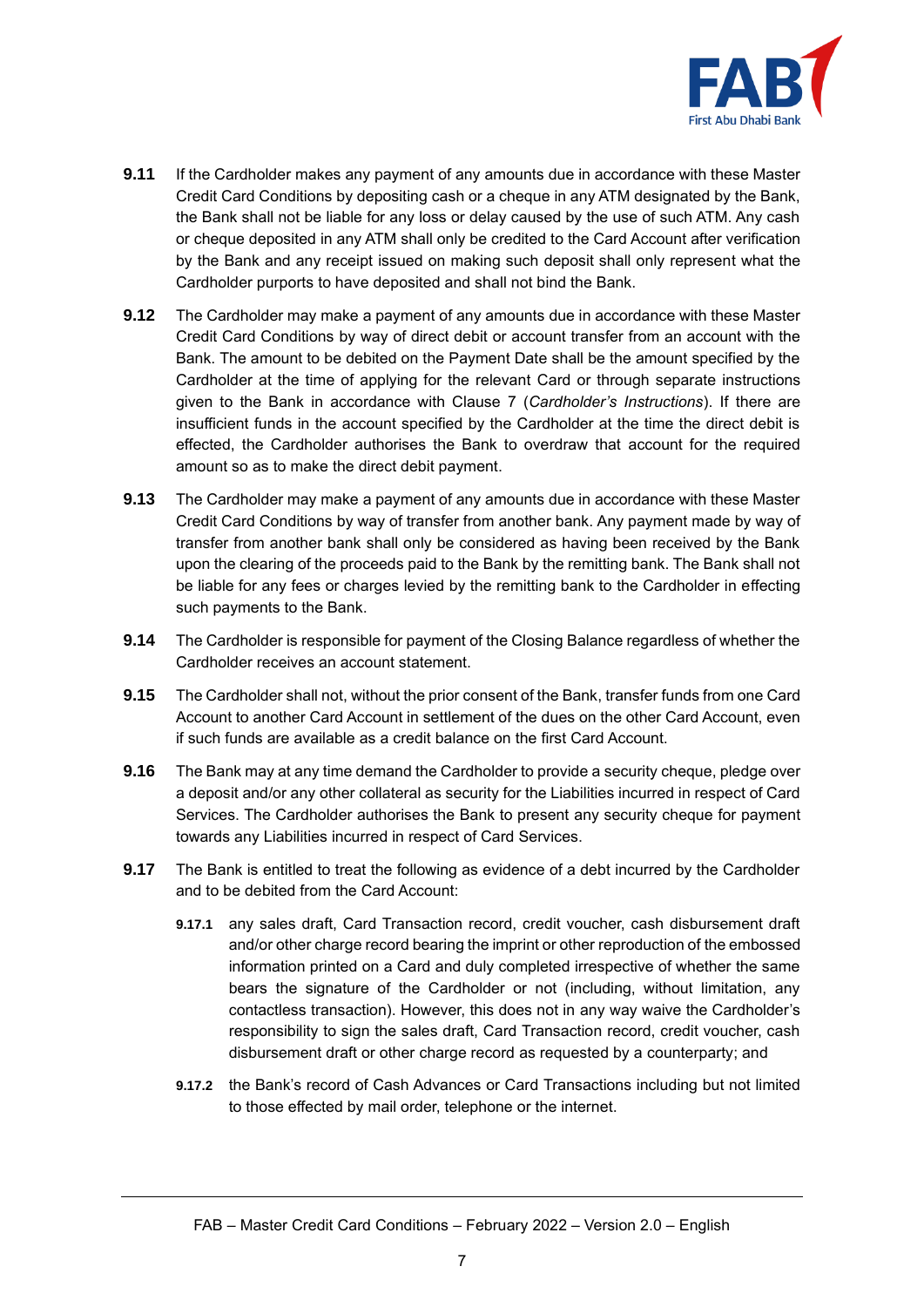**9.11** If the Cardholder makes any payment of any amounts due in accordance with these Master Credit Card Conditions by depositing cash or a cheque in any ATM designated by the Bank, the Bank shall not be liable for any loss or delay caused by the use of such ATM. Any cash or cheque deposited in any ATM shall only be credited to the Card Account after verification by the Bank and any receipt issued on making such deposit shall only represent what the Cardholder purports to have deposited and shall not bind the Bank.

**9.12** The Cardholder may make a payment of any amounts due in accordance with these Master Credit Card Conditions by way of direct debit or account transfer from an account with the Bank. The amount to be debited on the Payment Date shall be the amount specified by the Cardholder at the time of applying for the relevant Card or through separate instructions given to the Bank in accordance with Clause 7 (*Cardholder's Instructions*). If there are insufficient funds in the account specified by the Cardholder at the time the direct debit is effected, the Cardholder authorises the Bank to overdraw that account for the required amount so as to make the direct debit payment.

**9.13** The Cardholder may make a payment of any amounts due in accordance with these Master Credit Card Conditions by way of transfer from another bank. Any payment made by way of transfer from another bank shall only be considered as having been received by the Bank upon the clearing of the proceeds paid to the Bank by the remitting bank. The Bank shall not be liable for any fees or charges levied by the remitting bank to the Cardholder in effecting such payments to the Bank.

**9.14** The Cardholder is responsible for payment of the Closing Balance regardless of whether the Cardholder receives an account statement.

**9.15** The Cardholder shall not, without the prior consent of the Bank, transfer funds from one Card Account to another Card Account in settlement of the dues on the other Card Account, even if such funds are available as a credit balance on the first Card Account.

**9.16** The Bank may at any time demand the Cardholder to provide a security cheque, pledge over a deposit and/or any other collateral as security for the Liabilities incurred in respect of Card Services. The Cardholder authorises the Bank to present any security cheque for payment towards any Liabilities incurred in respect of Card Services.

**9.17** The Bank is entitled to treat the following as evidence of a debt incurred by the Cardholder and to be debited from the Card Account:

- **9.17.1** any sales draft, Card Transaction record, credit voucher, cash disbursement draft and/or other charge record bearing the imprint or other reproduction of the embossed information printed on a Card and duly completed irrespective of whether the same bears the signature of the Cardholder or not (including, without limitation, any contactless transaction). However, this does not in any way waive the Cardholder's responsibility to sign the sales draft, Card Transaction record, credit voucher, cash disbursement draft or other charge record as requested by a counterparty; and

- **9.17.2** the Bank's record of Cash Advances or Card Transactions including but not limited to those effected by mail order, telephone or the internet.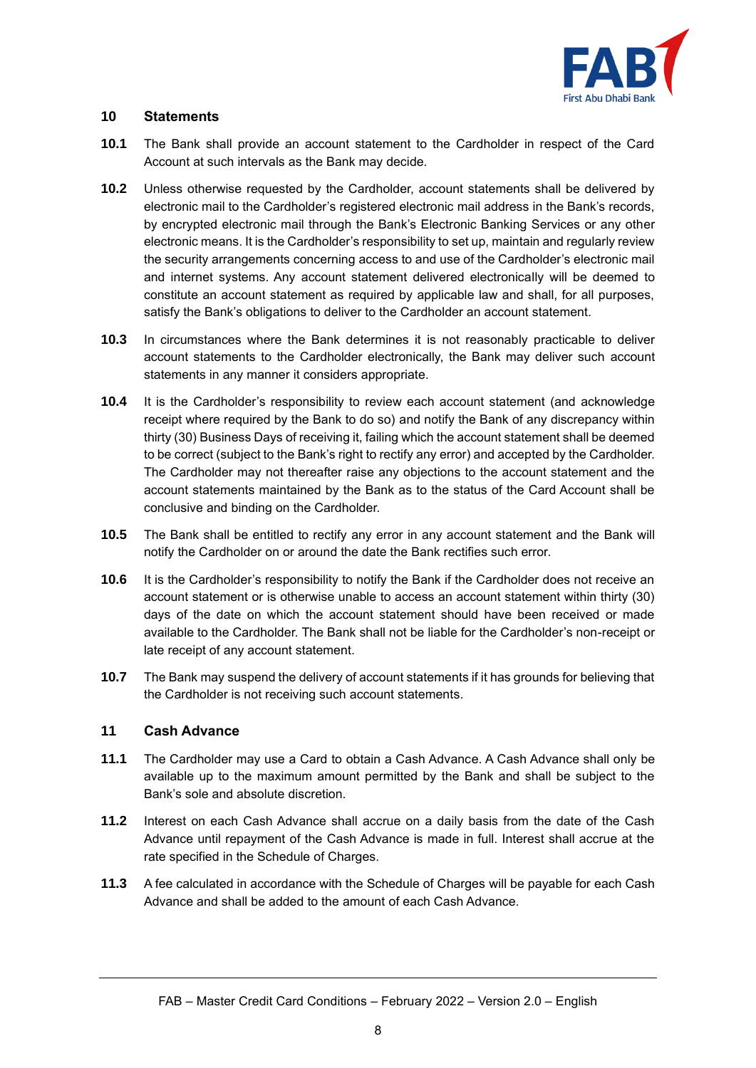## 10 Statements

**10.1** The Bank shall provide an account statement to the Cardholder in respect of the Card Account at such intervals as the Bank may decide.

**10.2** Unless otherwise requested by the Cardholder, account statements shall be delivered by electronic mail to the Cardholder's registered electronic mail address in the Bank's records, by encrypted electronic mail through the Bank's Electronic Banking Services or any other electronic means. It is the Cardholder's responsibility to set up, maintain and regularly review the security arrangements concerning access to and use of the Cardholder's electronic mail and internet systems. Any account statement delivered electronically will be deemed to constitute an account statement as required by applicable law and shall, for all purposes, satisfy the Bank's obligations to deliver to the Cardholder an account statement.

**10.3** In circumstances where the Bank determines it is not reasonably practicable to deliver account statements to the Cardholder electronically, the Bank may deliver such account statements in any manner it considers appropriate.

**10.4** It is the Cardholder's responsibility to review each account statement (and acknowledge receipt where required by the Bank to do so) and notify the Bank of any discrepancy within thirty (30) Business Days of receiving it, failing which the account statement shall be deemed to be correct (subject to the Bank's right to rectify any error) and accepted by the Cardholder. The Cardholder may not thereafter raise any objections to the account statement and the account statements maintained by the Bank as to the status of the Card Account shall be conclusive and binding on the Cardholder.

**10.5** The Bank shall be entitled to rectify any error in any account statement and the Bank will notify the Cardholder on or around the date the Bank rectifies such error.

**10.6** It is the Cardholder's responsibility to notify the Bank if the Cardholder does not receive an account statement or is otherwise unable to access an account statement within thirty (30) days of the date on which the account statement should have been received or made available to the Cardholder. The Bank shall not be liable for the Cardholder's non-receipt or late receipt of any account statement.

**10.7** The Bank may suspend the delivery of account statements if it has grounds for believing that the Cardholder is not receiving such account statements.

## 11 Cash Advance

**11.1** The Cardholder may use a Card to obtain a Cash Advance. A Cash Advance shall only be available up to the maximum amount permitted by the Bank and shall be subject to the Bank's sole and absolute discretion.

**11.2** Interest on each Cash Advance shall accrue on a daily basis from the date of the Cash Advance until repayment of the Cash Advance is made in full. Interest shall accrue at the rate specified in the Schedule of Charges.

**11.3** A fee calculated in accordance with the Schedule of Charges will be payable for each Cash Advance and shall be added to the amount of each Cash Advance.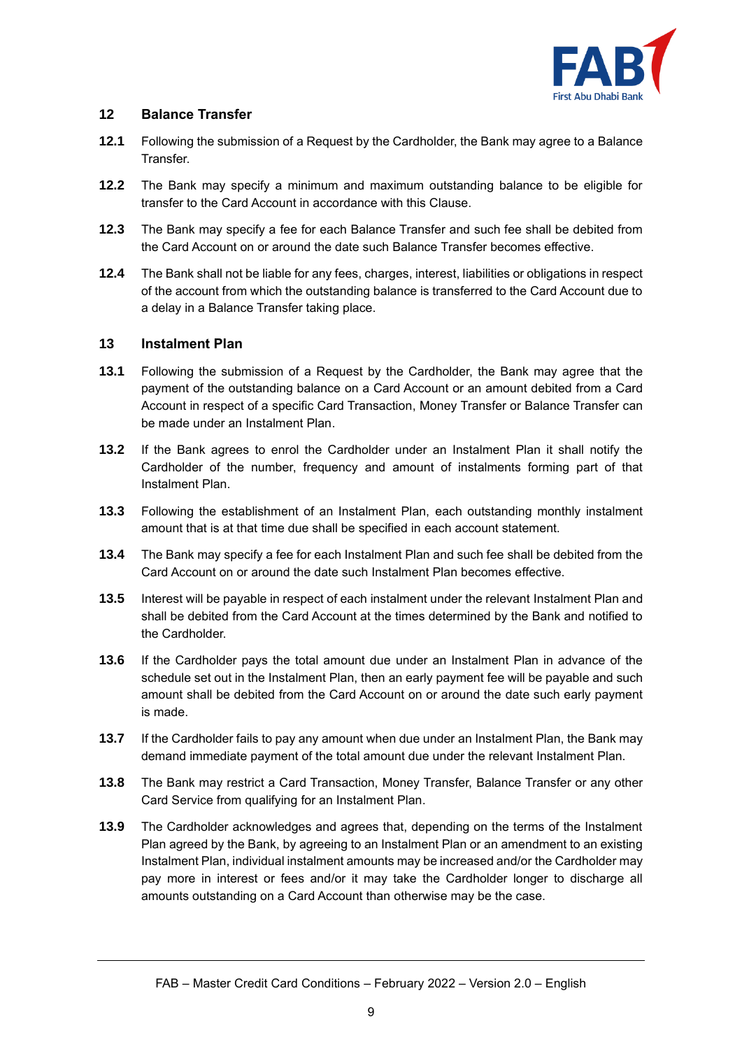## 12 Balance Transfer

**12.1** Following the submission of a Request by the Cardholder, the Bank may agree to a Balance Transfer.

**12.2** The Bank may specify a minimum and maximum outstanding balance to be eligible for transfer to the Card Account in accordance with this Clause.

**12.3** The Bank may specify a fee for each Balance Transfer and such fee shall be debited from the Card Account on or around the date such Balance Transfer becomes effective.

**12.4** The Bank shall not be liable for any fees, charges, interest, liabilities or obligations in respect of the account from which the outstanding balance is transferred to the Card Account due to a delay in a Balance Transfer taking place.

## 13 Instalment Plan

**13.1** Following the submission of a Request by the Cardholder, the Bank may agree that the payment of the outstanding balance on a Card Account or an amount debited from a Card Account in respect of a specific Card Transaction, Money Transfer or Balance Transfer can be made under an Instalment Plan.

**13.2** If the Bank agrees to enrol the Cardholder under an Instalment Plan it shall notify the Cardholder of the number, frequency and amount of instalments forming part of that Instalment Plan.

**13.3** Following the establishment of an Instalment Plan, each outstanding monthly instalment amount that is at that time due shall be specified in each account statement.

**13.4** The Bank may specify a fee for each Instalment Plan and such fee shall be debited from the Card Account on or around the date such Instalment Plan becomes effective.

**13.5** Interest will be payable in respect of each instalment under the relevant Instalment Plan and shall be debited from the Card Account at the times determined by the Bank and notified to the Cardholder.

**13.6** If the Cardholder pays the total amount due under an Instalment Plan in advance of the schedule set out in the Instalment Plan, then an early payment fee will be payable and such amount shall be debited from the Card Account on or around the date such early payment is made.

**13.7** If the Cardholder fails to pay any amount when due under an Instalment Plan, the Bank may demand immediate payment of the total amount due under the relevant Instalment Plan.

**13.8** The Bank may restrict a Card Transaction, Money Transfer, Balance Transfer or any other Card Service from qualifying for an Instalment Plan.

**13.9** The Cardholder acknowledges and agrees that, depending on the terms of the Instalment Plan agreed by the Bank, by agreeing to an Instalment Plan or an amendment to an existing Instalment Plan, individual instalment amounts may be increased and/or the Cardholder may pay more in interest or fees and/or it may take the Cardholder longer to discharge all amounts outstanding on a Card Account than otherwise may be the case.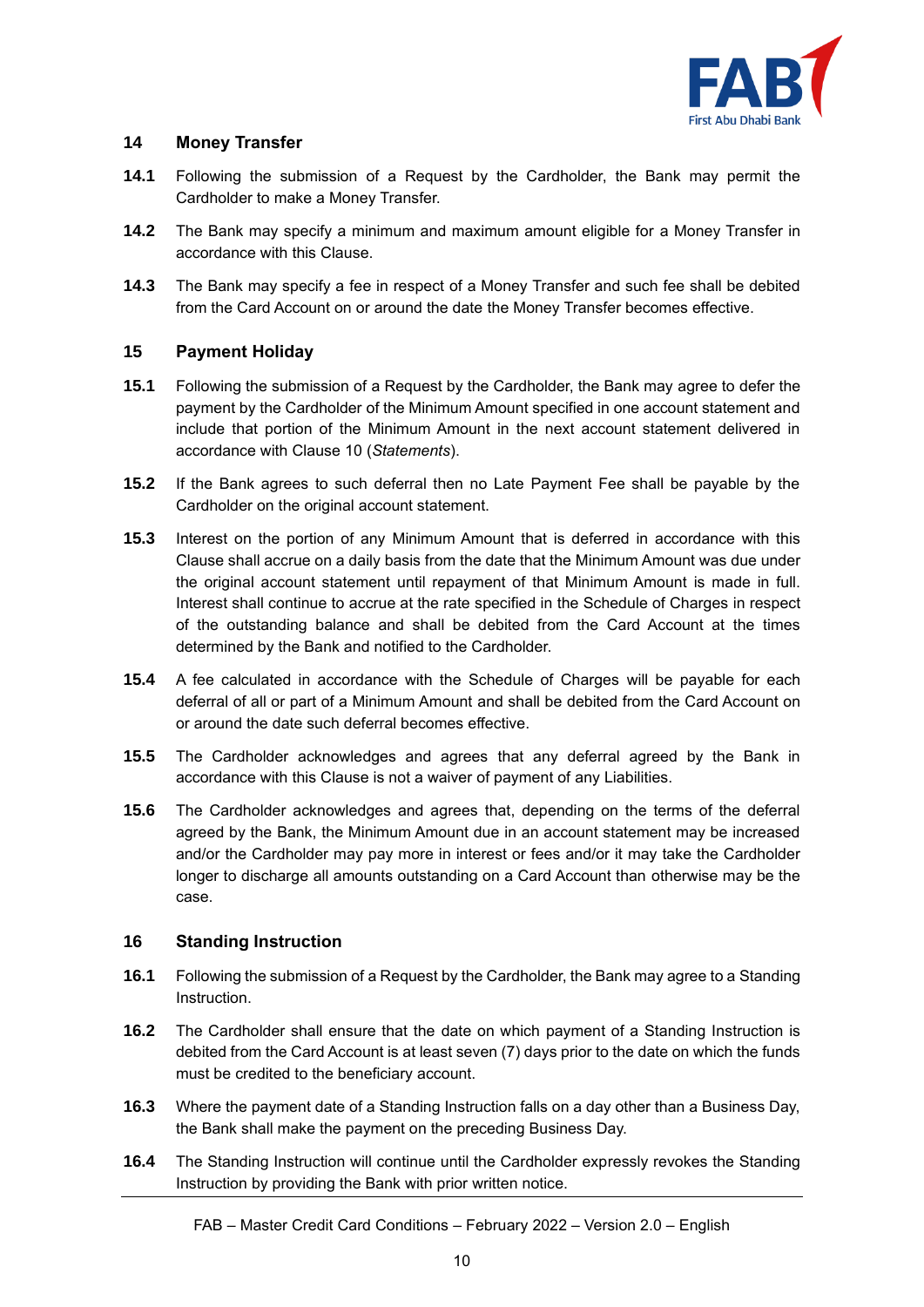## 14 Money Transfer

**14.1** Following the submission of a Request by the Cardholder, the Bank may permit the Cardholder to make a Money Transfer.

**14.2** The Bank may specify a minimum and maximum amount eligible for a Money Transfer in accordance with this Clause.

**14.3** The Bank may specify a fee in respect of a Money Transfer and such fee shall be debited from the Card Account on or around the date the Money Transfer becomes effective.

## 15 Payment Holiday

**15.1** Following the submission of a Request by the Cardholder, the Bank may agree to defer the payment by the Cardholder of the Minimum Amount specified in one account statement and include that portion of the Minimum Amount in the next account statement delivered in accordance with Clause 10 (*Statements*).

**15.2** If the Bank agrees to such deferral then no Late Payment Fee shall be payable by the Cardholder on the original account statement.

**15.3** Interest on the portion of any Minimum Amount that is deferred in accordance with this Clause shall accrue on a daily basis from the date that the Minimum Amount was due under the original account statement until repayment of that Minimum Amount is made in full. Interest shall continue to accrue at the rate specified in the Schedule of Charges in respect of the outstanding balance and shall be debited from the Card Account at the times determined by the Bank and notified to the Cardholder.

**15.4** A fee calculated in accordance with the Schedule of Charges will be payable for each deferral of all or part of a Minimum Amount and shall be debited from the Card Account on or around the date such deferral becomes effective.

**15.5** The Cardholder acknowledges and agrees that any deferral agreed by the Bank in accordance with this Clause is not a waiver of payment of any Liabilities.

**15.6** The Cardholder acknowledges and agrees that, depending on the terms of the deferral agreed by the Bank, the Minimum Amount due in an account statement may be increased and/or the Cardholder may pay more in interest or fees and/or it may take the Cardholder longer to discharge all amounts outstanding on a Card Account than otherwise may be the case.

## 16 Standing Instruction

**16.1** Following the submission of a Request by the Cardholder, the Bank may agree to a Standing Instruction.

**16.2** The Cardholder shall ensure that the date on which payment of a Standing Instruction is debited from the Card Account is at least seven (7) days prior to the date on which the funds must be credited to the beneficiary account.

**16.3** Where the payment date of a Standing Instruction falls on a day other than a Business Day, the Bank shall make the payment on the preceding Business Day.

**16.4** The Standing Instruction will continue until the Cardholder expressly revokes the Standing Instruction by providing the Bank with prior written notice.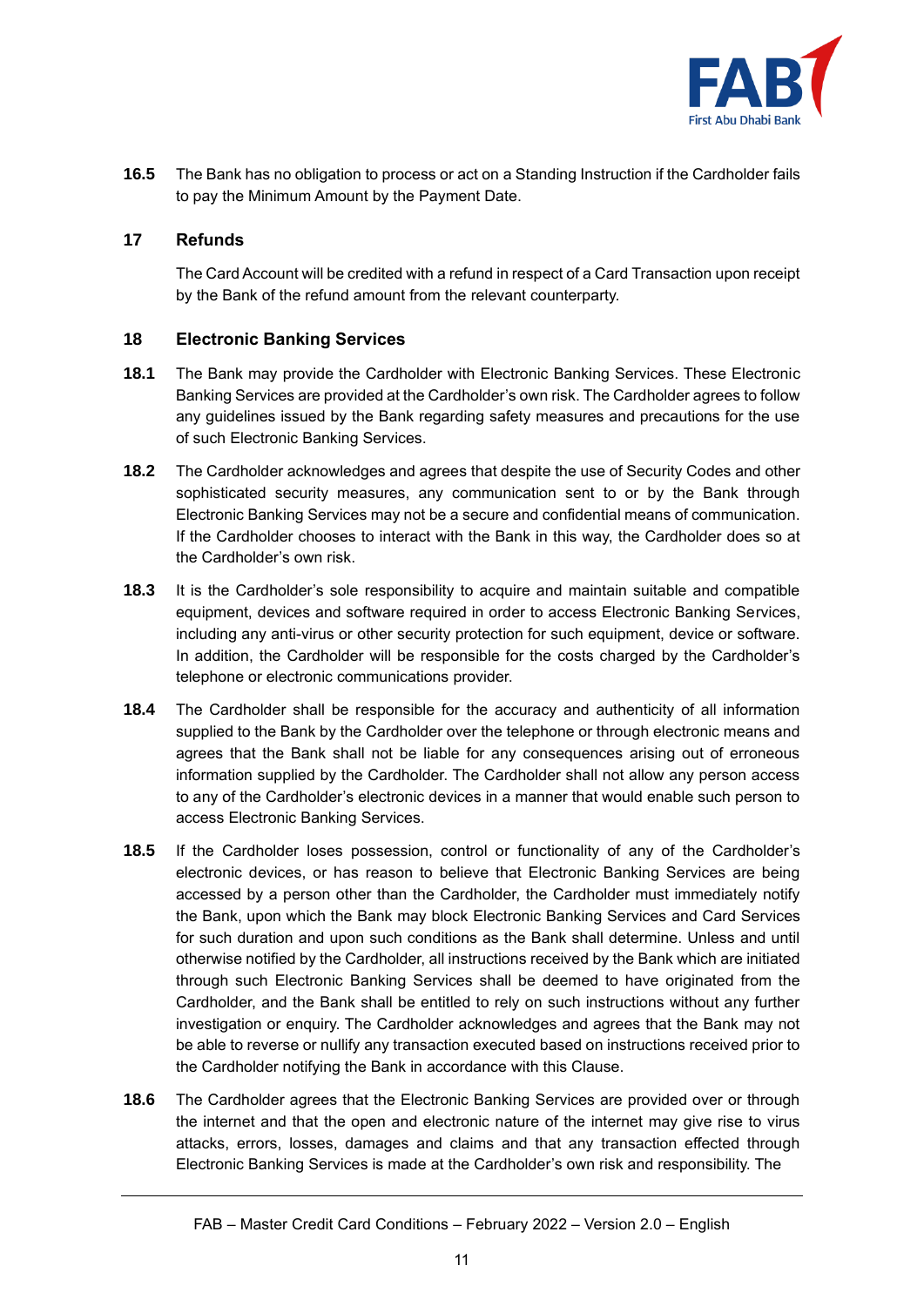**16.5** The Bank has no obligation to process or act on a Standing Instruction if the Cardholder fails to pay the Minimum Amount by the Payment Date.

## 17 Refunds

The Card Account will be credited with a refund in respect of a Card Transaction upon receipt by the Bank of the refund amount from the relevant counterparty.

## 18 Electronic Banking Services

**18.1** The Bank may provide the Cardholder with Electronic Banking Services. These Electronic Banking Services are provided at the Cardholder's own risk. The Cardholder agrees to follow any guidelines issued by the Bank regarding safety measures and precautions for the use of such Electronic Banking Services.

**18.2** The Cardholder acknowledges and agrees that despite the use of Security Codes and other sophisticated security measures, any communication sent to or by the Bank through Electronic Banking Services may not be a secure and confidential means of communication. If the Cardholder chooses to interact with the Bank in this way, the Cardholder does so at the Cardholder's own risk.

**18.3** It is the Cardholder's sole responsibility to acquire and maintain suitable and compatible equipment, devices and software required in order to access Electronic Banking Services, including any anti-virus or other security protection for such equipment, device or software. In addition, the Cardholder will be responsible for the costs charged by the Cardholder's telephone or electronic communications provider.

**18.4** The Cardholder shall be responsible for the accuracy and authenticity of all information supplied to the Bank by the Cardholder over the telephone or through electronic means and agrees that the Bank shall not be liable for any consequences arising out of erroneous information supplied by the Cardholder. The Cardholder shall not allow any person access to any of the Cardholder's electronic devices in a manner that would enable such person to access Electronic Banking Services.

**18.5** If the Cardholder loses possession, control or functionality of any of the Cardholder's electronic devices, or has reason to believe that Electronic Banking Services are being accessed by a person other than the Cardholder, the Cardholder must immediately notify the Bank, upon which the Bank may block Electronic Banking Services and Card Services for such duration and upon such conditions as the Bank shall determine. Unless and until otherwise notified by the Cardholder, all instructions received by the Bank which are initiated through such Electronic Banking Services shall be deemed to have originated from the Cardholder, and the Bank shall be entitled to rely on such instructions without any further investigation or enquiry. The Cardholder acknowledges and agrees that the Bank may not be able to reverse or nullify any transaction executed based on instructions received prior to the Cardholder notifying the Bank in accordance with this Clause.

**18.6** The Cardholder agrees that the Electronic Banking Services are provided over or through the internet and that the open and electronic nature of the internet may give rise to virus attacks, errors, losses, damages and claims and that any transaction effected through Electronic Banking Services is made at the Cardholder's own risk and responsibility. The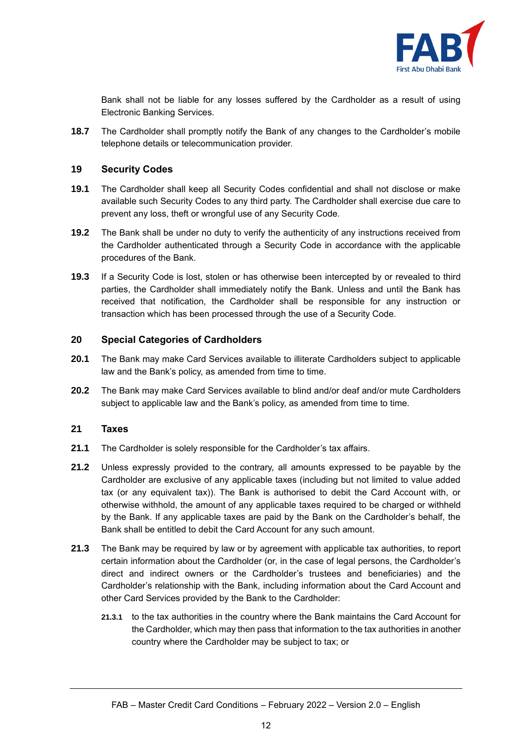Bank shall not be liable for any losses suffered by the Cardholder as a result of using Electronic Banking Services.

**18.7** The Cardholder shall promptly notify the Bank of any changes to the Cardholder's mobile telephone details or telecommunication provider.

## 19 Security Codes

**19.1** The Cardholder shall keep all Security Codes confidential and shall not disclose or make available such Security Codes to any third party. The Cardholder shall exercise due care to prevent any loss, theft or wrongful use of any Security Code.

**19.2** The Bank shall be under no duty to verify the authenticity of any instructions received from the Cardholder authenticated through a Security Code in accordance with the applicable procedures of the Bank.

**19.3** If a Security Code is lost, stolen or has otherwise been intercepted by or revealed to third parties, the Cardholder shall immediately notify the Bank. Unless and until the Bank has received that notification, the Cardholder shall be responsible for any instruction or transaction which has been processed through the use of a Security Code.

## 20 Special Categories of Cardholders

**20.1** The Bank may make Card Services available to illiterate Cardholders subject to applicable law and the Bank's policy, as amended from time to time.

**20.2** The Bank may make Card Services available to blind and/or deaf and/or mute Cardholders subject to applicable law and the Bank's policy, as amended from time to time.

## 21 Taxes

**21.1** The Cardholder is solely responsible for the Cardholder's tax affairs.

**21.2** Unless expressly provided to the contrary, all amounts expressed to be payable by the Cardholder are exclusive of any applicable taxes (including but not limited to value added tax (or any equivalent tax)). The Bank is authorised to debit the Card Account with, or otherwise withhold, the amount of any applicable taxes required to be charged or withheld by the Bank. If any applicable taxes are paid by the Bank on the Cardholder's behalf, the Bank shall be entitled to debit the Card Account for any such amount.

**21.3** The Bank may be required by law or by agreement with applicable tax authorities, to report certain information about the Cardholder (or, in the case of legal persons, the Cardholder's direct and indirect owners or the Cardholder's trustees and beneficiaries) and the Cardholder's relationship with the Bank, including information about the Card Account and other Card Services provided by the Bank to the Cardholder:

**21.3.1** to the tax authorities in the country where the Bank maintains the Card Account for the Cardholder, which may then pass that information to the tax authorities in another country where the Cardholder may be subject to tax; or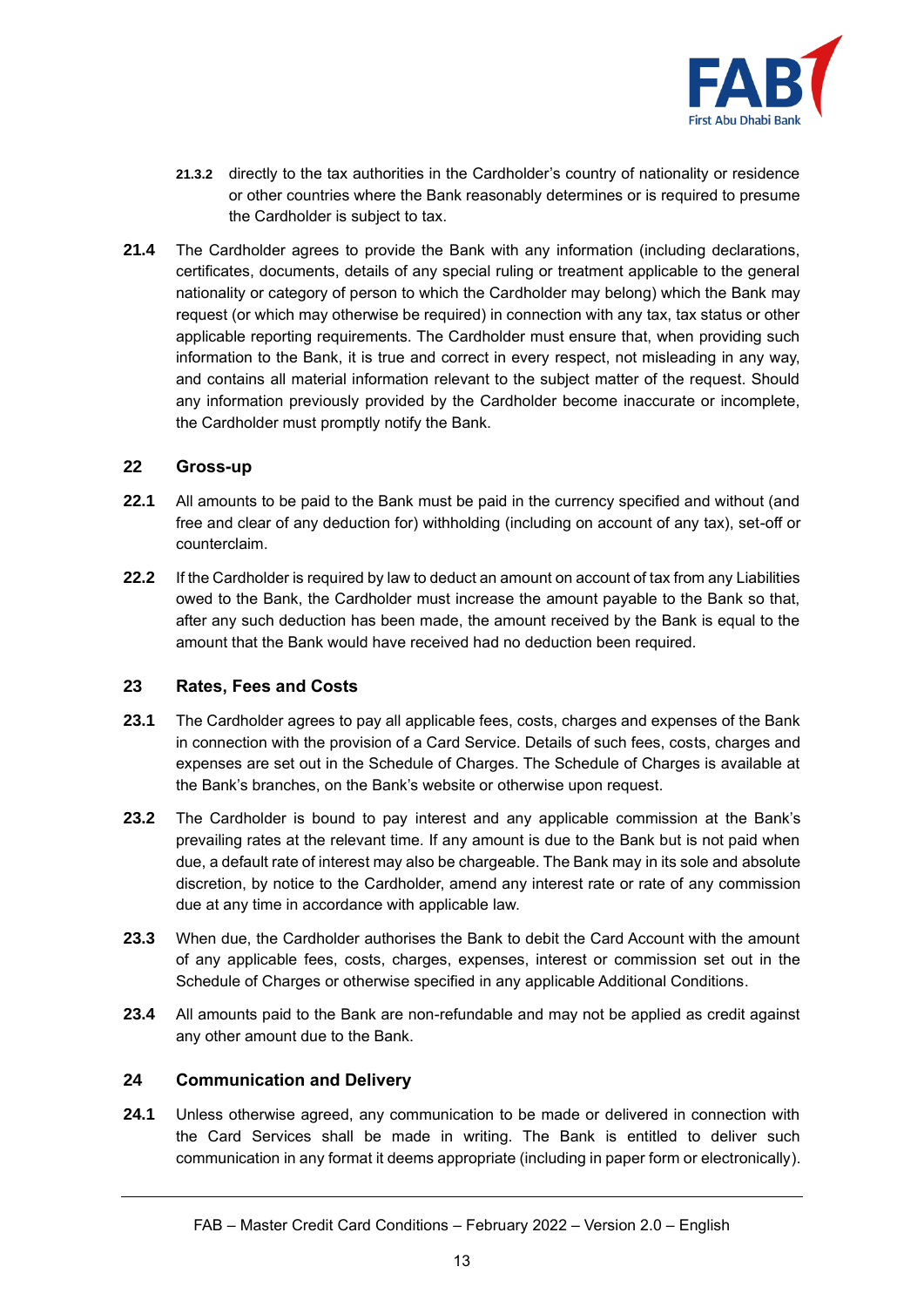**21.3.2** directly to the tax authorities in the Cardholder's country of nationality or residence or other countries where the Bank reasonably determines or is required to presume the Cardholder is subject to tax.

**21.4** The Cardholder agrees to provide the Bank with any information (including declarations, certificates, documents, details of any special ruling or treatment applicable to the general nationality or category of person to which the Cardholder may belong) which the Bank may request (or which may otherwise be required) in connection with any tax, tax status or other applicable reporting requirements. The Cardholder must ensure that, when providing such information to the Bank, it is true and correct in every respect, not misleading in any way, and contains all material information relevant to the subject matter of the request. Should any information previously provided by the Cardholder become inaccurate or incomplete, the Cardholder must promptly notify the Bank.

## 22 Gross-up

**22.1** All amounts to be paid to the Bank must be paid in the currency specified and without (and free and clear of any deduction for) withholding (including on account of any tax), set-off or counterclaim.

**22.2** If the Cardholder is required by law to deduct an amount on account of tax from any Liabilities owed to the Bank, the Cardholder must increase the amount payable to the Bank so that, after any such deduction has been made, the amount received by the Bank is equal to the amount that the Bank would have received had no deduction been required.

## 23 Rates, Fees and Costs

**23.1** The Cardholder agrees to pay all applicable fees, costs, charges and expenses of the Bank in connection with the provision of a Card Service. Details of such fees, costs, charges and expenses are set out in the Schedule of Charges. The Schedule of Charges is available at the Bank's branches, on the Bank's website or otherwise upon request.

**23.2** The Cardholder is bound to pay interest and any applicable commission at the Bank's prevailing rates at the relevant time. If any amount is due to the Bank but is not paid when due, a default rate of interest may also be chargeable. The Bank may in its sole and absolute discretion, by notice to the Cardholder, amend any interest rate or rate of any commission due at any time in accordance with applicable law.

**23.3** When due, the Cardholder authorises the Bank to debit the Card Account with the amount of any applicable fees, costs, charges, expenses, interest or commission set out in the Schedule of Charges or otherwise specified in any applicable Additional Conditions.

**23.4** All amounts paid to the Bank are non-refundable and may not be applied as credit against any other amount due to the Bank.

## 24 Communication and Delivery

**24.1** Unless otherwise agreed, any communication to be made or delivered in connection with the Card Services shall be made in writing. The Bank is entitled to deliver such communication in any format it deems appropriate (including in paper form or electronically).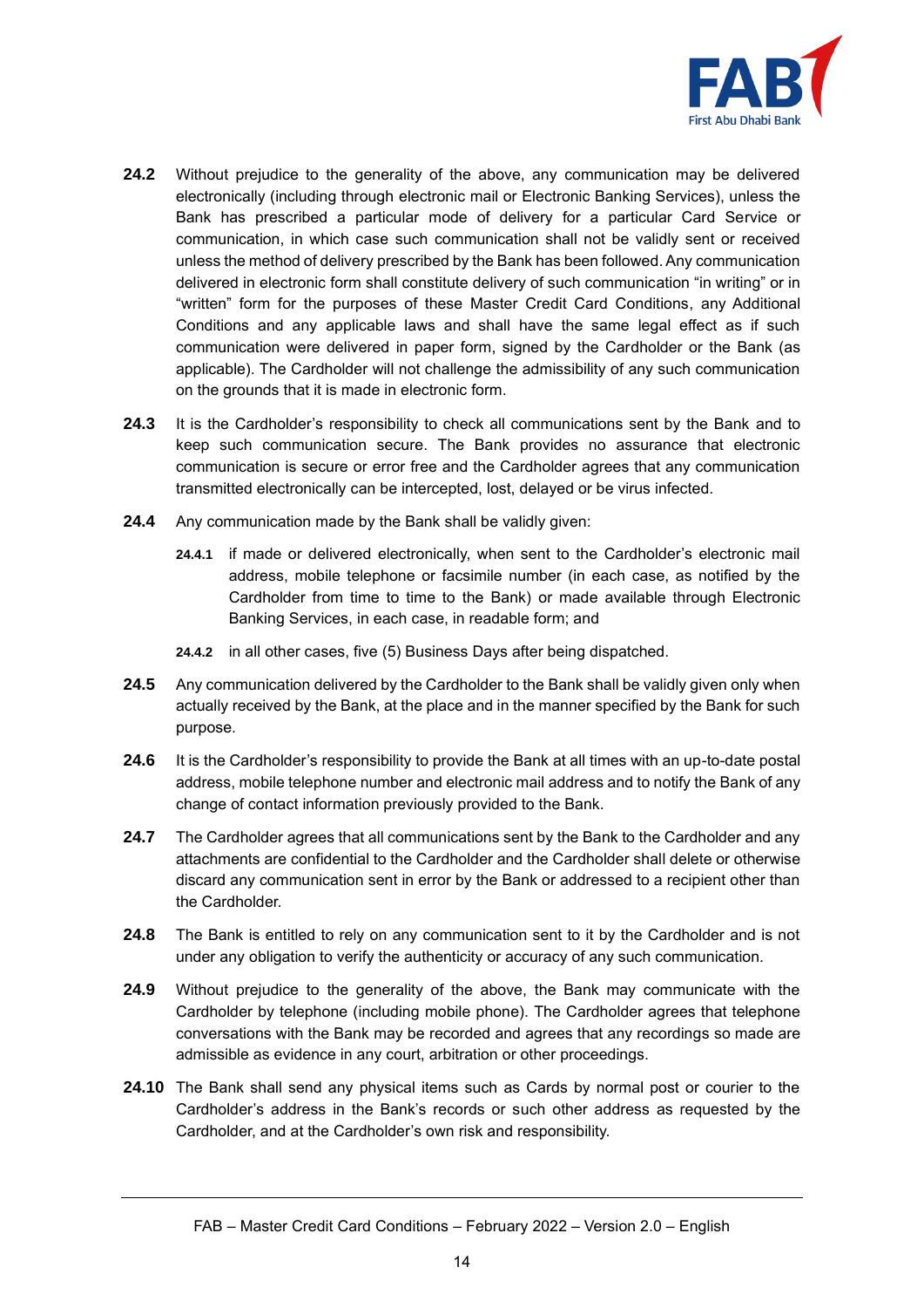**24.2** Without prejudice to the generality of the above, any communication may be delivered electronically (including through electronic mail or Electronic Banking Services), unless the Bank has prescribed a particular mode of delivery for a particular Card Service or communication, in which case such communication shall not be validly sent or received unless the method of delivery prescribed by the Bank has been followed. Any communication delivered in electronic form shall constitute delivery of such communication "in writing" or in "written" form for the purposes of these Master Credit Card Conditions, any Additional Conditions and any applicable laws and shall have the same legal effect as if such communication were delivered in paper form, signed by the Cardholder or the Bank (as applicable). The Cardholder will not challenge the admissibility of any such communication on the grounds that it is made in electronic form.

**24.3** It is the Cardholder's responsibility to check all communications sent by the Bank and to keep such communication secure. The Bank provides no assurance that electronic communication is secure or error free and the Cardholder agrees that any communication transmitted electronically can be intercepted, lost, delayed or be virus infected.

**24.4** Any communication made by the Bank shall be validly given:

**24.4.1** if made or delivered electronically, when sent to the Cardholder's electronic mail address, mobile telephone or facsimile number (in each case, as notified by the Cardholder from time to time to the Bank) or made available through Electronic Banking Services, in each case, in readable form; and

**24.4.2** in all other cases, five (5) Business Days after being dispatched.

**24.5** Any communication delivered by the Cardholder to the Bank shall be validly given only when actually received by the Bank, at the place and in the manner specified by the Bank for such purpose.

**24.6** It is the Cardholder's responsibility to provide the Bank at all times with an up-to-date postal address, mobile telephone number and electronic mail address and to notify the Bank of any change of contact information previously provided to the Bank.

**24.7** The Cardholder agrees that all communications sent by the Bank to the Cardholder and any attachments are confidential to the Cardholder and the Cardholder shall delete or otherwise discard any communication sent in error by the Bank or addressed to a recipient other than the Cardholder.

**24.8** The Bank is entitled to rely on any communication sent to it by the Cardholder and is not under any obligation to verify the authenticity or accuracy of any such communication.

**24.9** Without prejudice to the generality of the above, the Bank may communicate with the Cardholder by telephone (including mobile phone). The Cardholder agrees that telephone conversations with the Bank may be recorded and agrees that any recordings so made are admissible as evidence in any court, arbitration or other proceedings.

**24.10** The Bank shall send any physical items such as Cards by normal post or courier to the Cardholder's address in the Bank's records or such other address as requested by the Cardholder, and at the Cardholder's own risk and responsibility.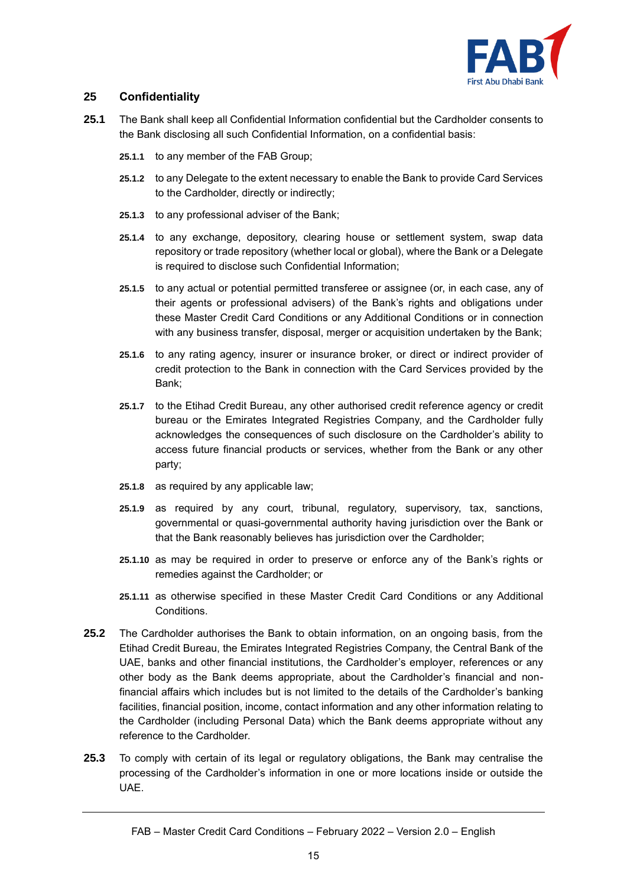## 25 Confidentiality

**25.1** The Bank shall keep all Confidential Information confidential but the Cardholder consents to the Bank disclosing all such Confidential Information, on a confidential basis:

**25.1.1** to any member of the FAB Group;

**25.1.2** to any Delegate to the extent necessary to enable the Bank to provide Card Services to the Cardholder, directly or indirectly;

**25.1.3** to any professional adviser of the Bank;

**25.1.4** to any exchange, depository, clearing house or settlement system, swap data repository or trade repository (whether local or global), where the Bank or a Delegate is required to disclose such Confidential Information;

**25.1.5** to any actual or potential permitted transferee or assignee (or, in each case, any of their agents or professional advisers) of the Bank's rights and obligations under these Master Credit Card Conditions or any Additional Conditions or in connection with any business transfer, disposal, merger or acquisition undertaken by the Bank;

**25.1.6** to any rating agency, insurer or insurance broker, or direct or indirect provider of credit protection to the Bank in connection with the Card Services provided by the Bank;

**25.1.7** to the Etihad Credit Bureau, any other authorised credit reference agency or credit bureau or the Emirates Integrated Registries Company, and the Cardholder fully acknowledges the consequences of such disclosure on the Cardholder's ability to access future financial products or services, whether from the Bank or any other party;

**25.1.8** as required by any applicable law;

**25.1.9** as required by any court, tribunal, regulatory, supervisory, tax, sanctions, governmental or quasi-governmental authority having jurisdiction over the Bank or that the Bank reasonably believes has jurisdiction over the Cardholder;

**25.1.10** as may be required in order to preserve or enforce any of the Bank's rights or remedies against the Cardholder; or

**25.1.11** as otherwise specified in these Master Credit Card Conditions or any Additional Conditions.

**25.2** The Cardholder authorises the Bank to obtain information, on an ongoing basis, from the Etihad Credit Bureau, the Emirates Integrated Registries Company, the Central Bank of the UAE, banks and other financial institutions, the Cardholder's employer, references or any other body as the Bank deems appropriate, about the Cardholder's financial and non-financial affairs which includes but is not limited to the details of the Cardholder's banking facilities, financial position, income, contact information and any other information relating to the Cardholder (including Personal Data) which the Bank deems appropriate without any reference to the Cardholder.

**25.3** To comply with certain of its legal or regulatory obligations, the Bank may centralise the processing of the Cardholder's information in one or more locations inside or outside the UAE.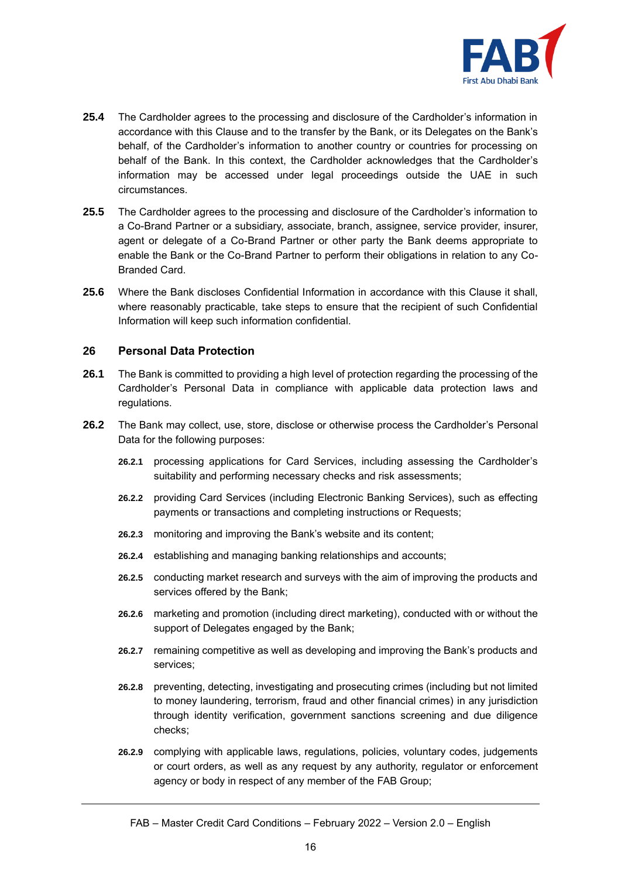**25.4** The Cardholder agrees to the processing and disclosure of the Cardholder's information in accordance with this Clause and to the transfer by the Bank, or its Delegates on the Bank's behalf, of the Cardholder's information to another country or countries for processing on behalf of the Bank. In this context, the Cardholder acknowledges that the Cardholder's information may be accessed under legal proceedings outside the UAE in such circumstances.

**25.5** The Cardholder agrees to the processing and disclosure of the Cardholder's information to a Co-Brand Partner or a subsidiary, associate, branch, assignee, service provider, insurer, agent or delegate of a Co-Brand Partner or other party the Bank deems appropriate to enable the Bank or the Co-Brand Partner to perform their obligations in relation to any Co-Branded Card.

**25.6** Where the Bank discloses Confidential Information in accordance with this Clause it shall, where reasonably practicable, take steps to ensure that the recipient of such Confidential Information will keep such information confidential.

## 26 Personal Data Protection

**26.1** The Bank is committed to providing a high level of protection regarding the processing of the Cardholder's Personal Data in compliance with applicable data protection laws and regulations.

**26.2** The Bank may collect, use, store, disclose or otherwise process the Cardholder's Personal Data for the following purposes:

- **26.2.1** processing applications for Card Services, including assessing the Cardholder's suitability and performing necessary checks and risk assessments;
- **26.2.2** providing Card Services (including Electronic Banking Services), such as effecting payments or transactions and completing instructions or Requests;
- **26.2.3** monitoring and improving the Bank's website and its content;
- **26.2.4** establishing and managing banking relationships and accounts;
- **26.2.5** conducting market research and surveys with the aim of improving the products and services offered by the Bank;
- **26.2.6** marketing and promotion (including direct marketing), conducted with or without the support of Delegates engaged by the Bank;
- **26.2.7** remaining competitive as well as developing and improving the Bank's products and services;
- **26.2.8** preventing, detecting, investigating and prosecuting crimes (including but not limited to money laundering, terrorism, fraud and other financial crimes) in any jurisdiction through identity verification, government sanctions screening and due diligence checks;
- **26.2.9** complying with applicable laws, regulations, policies, voluntary codes, judgements or court orders, as well as any request by any authority, regulator or enforcement agency or body in respect of any member of the FAB Group;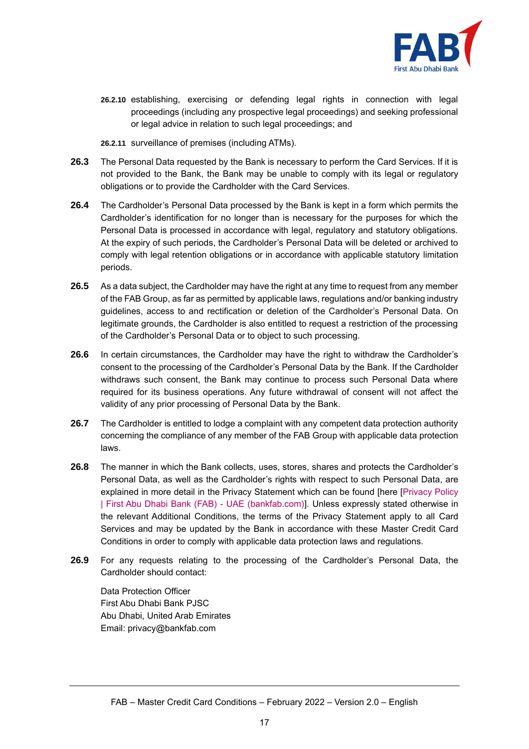**26.2.10** establishing, exercising or defending legal rights in connection with legal proceedings (including any prospective legal proceedings) and seeking professional or legal advice in relation to such legal proceedings; and

**26.2.11** surveillance of premises (including ATMs).

**26.3** The Personal Data requested by the Bank is necessary to perform the Card Services. If it is not provided to the Bank, the Bank may be unable to comply with its legal or regulatory obligations or to provide the Cardholder with the Card Services.

**26.4** The Cardholder's Personal Data processed by the Bank is kept in a form which permits the Cardholder's identification for no longer than is necessary for the purposes for which the Personal Data is processed in accordance with legal, regulatory and statutory obligations. At the expiry of such periods, the Cardholder's Personal Data will be deleted or archived to comply with legal retention obligations or in accordance with applicable statutory limitation periods.

**26.5** As a data subject, the Cardholder may have the right at any time to request from any member of the FAB Group, as far as permitted by applicable laws, regulations and/or banking industry guidelines, access to and rectification or deletion of the Cardholder's Personal Data. On legitimate grounds, the Cardholder is also entitled to request a restriction of the processing of the Cardholder's Personal Data or to object to such processing.

**26.6** In certain circumstances, the Cardholder may have the right to withdraw the Cardholder's consent to the processing of the Cardholder's Personal Data by the Bank. If the Cardholder withdraws such consent, the Bank may continue to process such Personal Data where required for its business operations. Any future withdrawal of consent will not affect the validity of any prior processing of Personal Data by the Bank.

**26.7** The Cardholder is entitled to lodge a complaint with any competent data protection authority concerning the compliance of any member of the FAB Group with applicable data protection laws.

**26.8** The manner in which the Bank collects, uses, stores, shares and protects the Cardholder's Personal Data, as well as the Cardholder's rights with respect to such Personal Data, are explained in more detail in the Privacy Statement which can be found [here [Privacy Policy | First Abu Dhabi Bank (FAB) - UAE (bankfab.com)]. Unless expressly stated otherwise in the relevant Additional Conditions, the terms of the Privacy Statement apply to all Card Services and may be updated by the Bank in accordance with these Master Credit Card Conditions in order to comply with applicable data protection laws and regulations.

**26.9** For any requests relating to the processing of the Cardholder's Personal Data, the Cardholder should contact:

Data Protection Officer
First Abu Dhabi Bank PJSC
Abu Dhabi, United Arab Emirates
Email: privacy@bankfab.com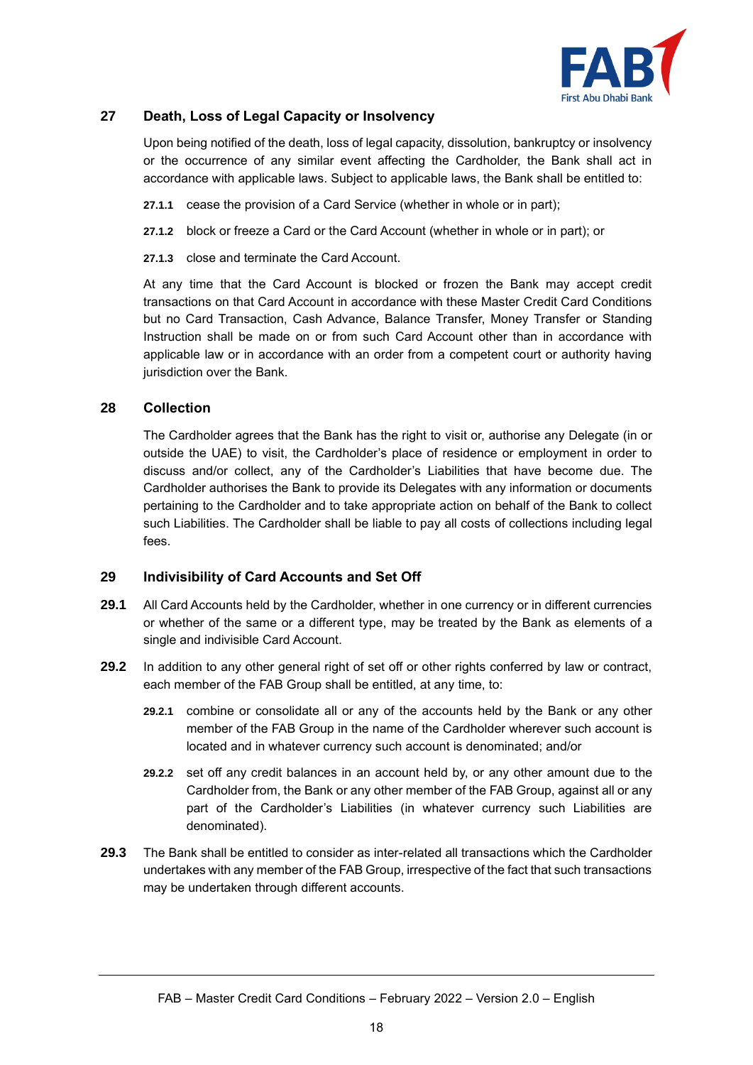## 27 Death, Loss of Legal Capacity or Insolvency

Upon being notified of the death, loss of legal capacity, dissolution, bankruptcy or insolvency or the occurrence of any similar event affecting the Cardholder, the Bank shall act in accordance with applicable laws. Subject to applicable laws, the Bank shall be entitled to:

**27.1.1** cease the provision of a Card Service (whether in whole or in part);

**27.1.2** block or freeze a Card or the Card Account (whether in whole or in part); or

**27.1.3** close and terminate the Card Account.

At any time that the Card Account is blocked or frozen the Bank may accept credit transactions on that Card Account in accordance with these Master Credit Card Conditions but no Card Transaction, Cash Advance, Balance Transfer, Money Transfer or Standing Instruction shall be made on or from such Card Account other than in accordance with applicable law or in accordance with an order from a competent court or authority having jurisdiction over the Bank.

## 28 Collection

The Cardholder agrees that the Bank has the right to visit or, authorise any Delegate (in or outside the UAE) to visit, the Cardholder's place of residence or employment in order to discuss and/or collect, any of the Cardholder's Liabilities that have become due. The Cardholder authorises the Bank to provide its Delegates with any information or documents pertaining to the Cardholder and to take appropriate action on behalf of the Bank to collect such Liabilities. The Cardholder shall be liable to pay all costs of collections including legal fees.

## 29 Indivisibility of Card Accounts and Set Off

**29.1** All Card Accounts held by the Cardholder, whether in one currency or in different currencies or whether of the same or a different type, may be treated by the Bank as elements of a single and indivisible Card Account.

**29.2** In addition to any other general right of set off or other rights conferred by law or contract, each member of the FAB Group shall be entitled, at any time, to:

**29.2.1** combine or consolidate all or any of the accounts held by the Bank or any other member of the FAB Group in the name of the Cardholder wherever such account is located and in whatever currency such account is denominated; and/or

**29.2.2** set off any credit balances in an account held by, or any other amount due to the Cardholder from, the Bank or any other member of the FAB Group, against all or any part of the Cardholder's Liabilities (in whatever currency such Liabilities are denominated).

**29.3** The Bank shall be entitled to consider as inter-related all transactions which the Cardholder undertakes with any member of the FAB Group, irrespective of the fact that such transactions may be undertaken through different accounts.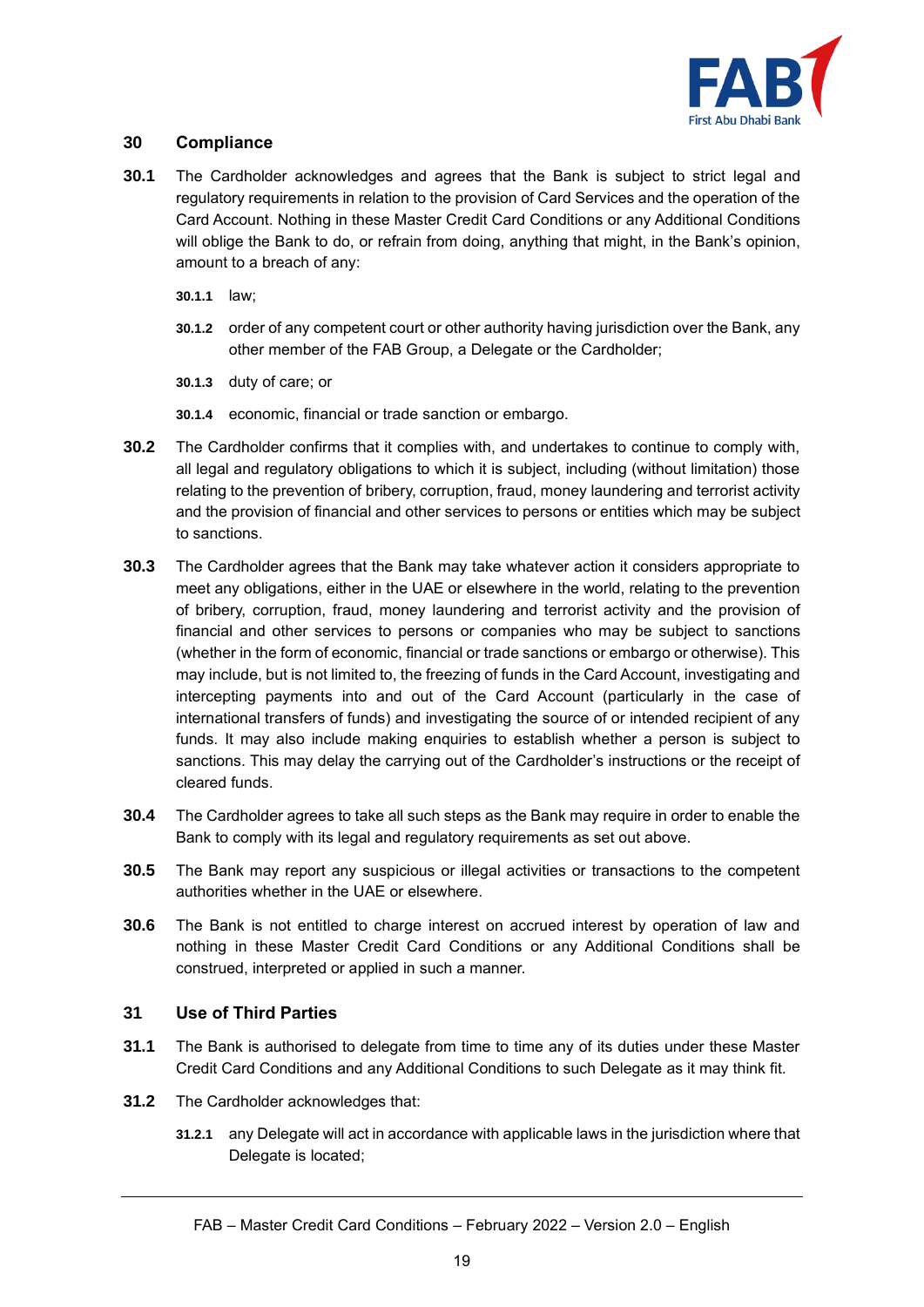## 30 Compliance

**30.1** The Cardholder acknowledges and agrees that the Bank is subject to strict legal and regulatory requirements in relation to the provision of Card Services and the operation of the Card Account. Nothing in these Master Credit Card Conditions or any Additional Conditions will oblige the Bank to do, or refrain from doing, anything that might, in the Bank's opinion, amount to a breach of any:

**30.1.1** law;

**30.1.2** order of any competent court or other authority having jurisdiction over the Bank, any other member of the FAB Group, a Delegate or the Cardholder;

**30.1.3** duty of care; or

**30.1.4** economic, financial or trade sanction or embargo.

**30.2** The Cardholder confirms that it complies with, and undertakes to continue to comply with, all legal and regulatory obligations to which it is subject, including (without limitation) those relating to the prevention of bribery, corruption, fraud, money laundering and terrorist activity and the provision of financial and other services to persons or entities which may be subject to sanctions.

**30.3** The Cardholder agrees that the Bank may take whatever action it considers appropriate to meet any obligations, either in the UAE or elsewhere in the world, relating to the prevention of bribery, corruption, fraud, money laundering and terrorist activity and the provision of financial and other services to persons or companies who may be subject to sanctions (whether in the form of economic, financial or trade sanctions or embargo or otherwise). This may include, but is not limited to, the freezing of funds in the Card Account, investigating and intercepting payments into and out of the Card Account (particularly in the case of international transfers of funds) and investigating the source of or intended recipient of any funds. It may also include making enquiries to establish whether a person is subject to sanctions. This may delay the carrying out of the Cardholder's instructions or the receipt of cleared funds.

**30.4** The Cardholder agrees to take all such steps as the Bank may require in order to enable the Bank to comply with its legal and regulatory requirements as set out above.

**30.5** The Bank may report any suspicious or illegal activities or transactions to the competent authorities whether in the UAE or elsewhere.

**30.6** The Bank is not entitled to charge interest on accrued interest by operation of law and nothing in these Master Credit Card Conditions or any Additional Conditions shall be construed, interpreted or applied in such a manner.

## 31 Use of Third Parties

**31.1** The Bank is authorised to delegate from time to time any of its duties under these Master Credit Card Conditions and any Additional Conditions to such Delegate as it may think fit.

**31.2** The Cardholder acknowledges that:

**31.2.1** any Delegate will act in accordance with applicable laws in the jurisdiction where that Delegate is located;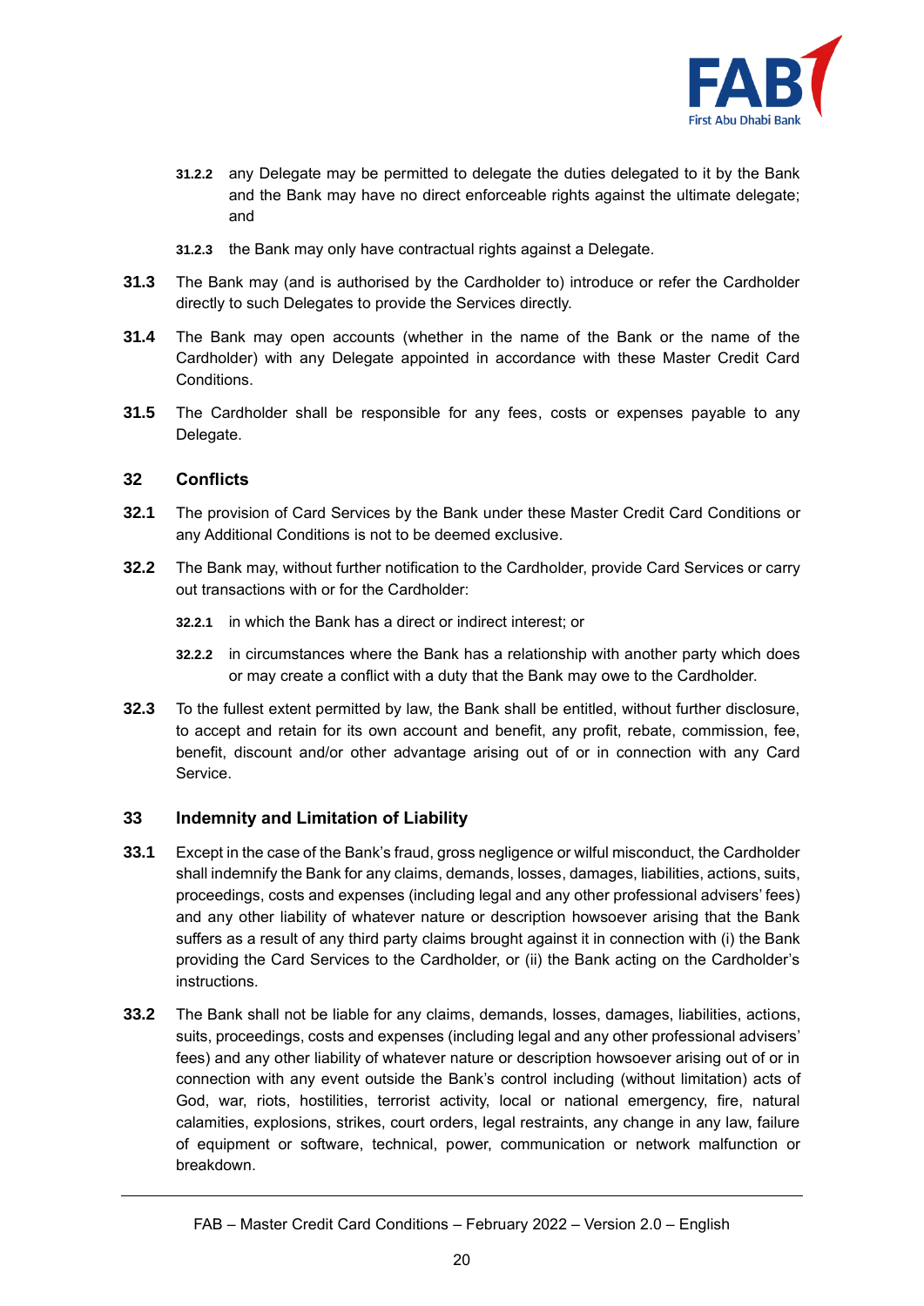**31.2.2** any Delegate may be permitted to delegate the duties delegated to it by the Bank and the Bank may have no direct enforceable rights against the ultimate delegate; and

**31.2.3** the Bank may only have contractual rights against a Delegate.

**31.3** The Bank may (and is authorised by the Cardholder to) introduce or refer the Cardholder directly to such Delegates to provide the Services directly.

**31.4** The Bank may open accounts (whether in the name of the Bank or the name of the Cardholder) with any Delegate appointed in accordance with these Master Credit Card Conditions.

**31.5** The Cardholder shall be responsible for any fees, costs or expenses payable to any Delegate.

## 32 Conflicts

**32.1** The provision of Card Services by the Bank under these Master Credit Card Conditions or any Additional Conditions is not to be deemed exclusive.

**32.2** The Bank may, without further notification to the Cardholder, provide Card Services or carry out transactions with or for the Cardholder:

**32.2.1** in which the Bank has a direct or indirect interest; or

**32.2.2** in circumstances where the Bank has a relationship with another party which does or may create a conflict with a duty that the Bank may owe to the Cardholder.

**32.3** To the fullest extent permitted by law, the Bank shall be entitled, without further disclosure, to accept and retain for its own account and benefit, any profit, rebate, commission, fee, benefit, discount and/or other advantage arising out of or in connection with any Card Service.

## 33 Indemnity and Limitation of Liability

**33.1** Except in the case of the Bank's fraud, gross negligence or wilful misconduct, the Cardholder shall indemnify the Bank for any claims, demands, losses, damages, liabilities, actions, suits, proceedings, costs and expenses (including legal and any other professional advisers' fees) and any other liability of whatever nature or description howsoever arising that the Bank suffers as a result of any third party claims brought against it in connection with (i) the Bank providing the Card Services to the Cardholder, or (ii) the Bank acting on the Cardholder's instructions.

**33.2** The Bank shall not be liable for any claims, demands, losses, damages, liabilities, actions, suits, proceedings, costs and expenses (including legal and any other professional advisers' fees) and any other liability of whatever nature or description howsoever arising out of or in connection with any event outside the Bank's control including (without limitation) acts of God, war, riots, hostilities, terrorist activity, local or national emergency, fire, natural calamities, explosions, strikes, court orders, legal restraints, any change in any law, failure of equipment or software, technical, power, communication or network malfunction or breakdown.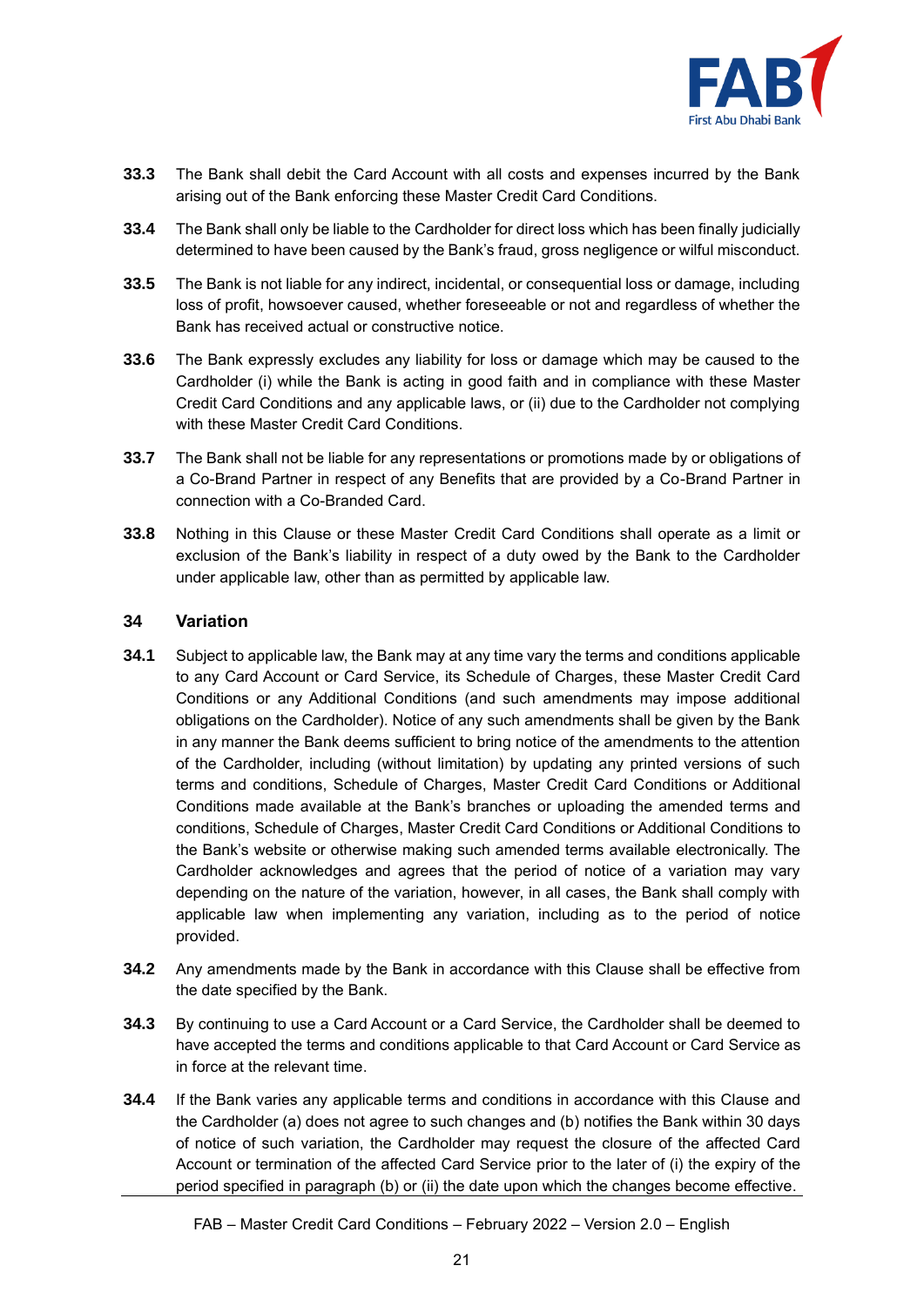**33.3** The Bank shall debit the Card Account with all costs and expenses incurred by the Bank arising out of the Bank enforcing these Master Credit Card Conditions.

**33.4** The Bank shall only be liable to the Cardholder for direct loss which has been finally judicially determined to have been caused by the Bank's fraud, gross negligence or wilful misconduct.

**33.5** The Bank is not liable for any indirect, incidental, or consequential loss or damage, including loss of profit, howsoever caused, whether foreseeable or not and regardless of whether the Bank has received actual or constructive notice.

**33.6** The Bank expressly excludes any liability for loss or damage which may be caused to the Cardholder (i) while the Bank is acting in good faith and in compliance with these Master Credit Card Conditions and any applicable laws, or (ii) due to the Cardholder not complying with these Master Credit Card Conditions.

**33.7** The Bank shall not be liable for any representations or promotions made by or obligations of a Co-Brand Partner in respect of any Benefits that are provided by a Co-Brand Partner in connection with a Co-Branded Card.

**33.8** Nothing in this Clause or these Master Credit Card Conditions shall operate as a limit or exclusion of the Bank's liability in respect of a duty owed by the Bank to the Cardholder under applicable law, other than as permitted by applicable law.

## 34 Variation

**34.1** Subject to applicable law, the Bank may at any time vary the terms and conditions applicable to any Card Account or Card Service, its Schedule of Charges, these Master Credit Card Conditions or any Additional Conditions (and such amendments may impose additional obligations on the Cardholder). Notice of any such amendments shall be given by the Bank in any manner the Bank deems sufficient to bring notice of the amendments to the attention of the Cardholder, including (without limitation) by updating any printed versions of such terms and conditions, Schedule of Charges, Master Credit Card Conditions or Additional Conditions made available at the Bank's branches or uploading the amended terms and conditions, Schedule of Charges, Master Credit Card Conditions or Additional Conditions to the Bank's website or otherwise making such amended terms available electronically. The Cardholder acknowledges and agrees that the period of notice of a variation may vary depending on the nature of the variation, however, in all cases, the Bank shall comply with applicable law when implementing any variation, including as to the period of notice provided.

**34.2** Any amendments made by the Bank in accordance with this Clause shall be effective from the date specified by the Bank.

**34.3** By continuing to use a Card Account or a Card Service, the Cardholder shall be deemed to have accepted the terms and conditions applicable to that Card Account or Card Service as in force at the relevant time.

**34.4** If the Bank varies any applicable terms and conditions in accordance with this Clause and the Cardholder (a) does not agree to such changes and (b) notifies the Bank within 30 days of notice of such variation, the Cardholder may request the closure of the affected Card Account or termination of the affected Card Service prior to the later of (i) the expiry of the period specified in paragraph (b) or (ii) the date upon which the changes become effective.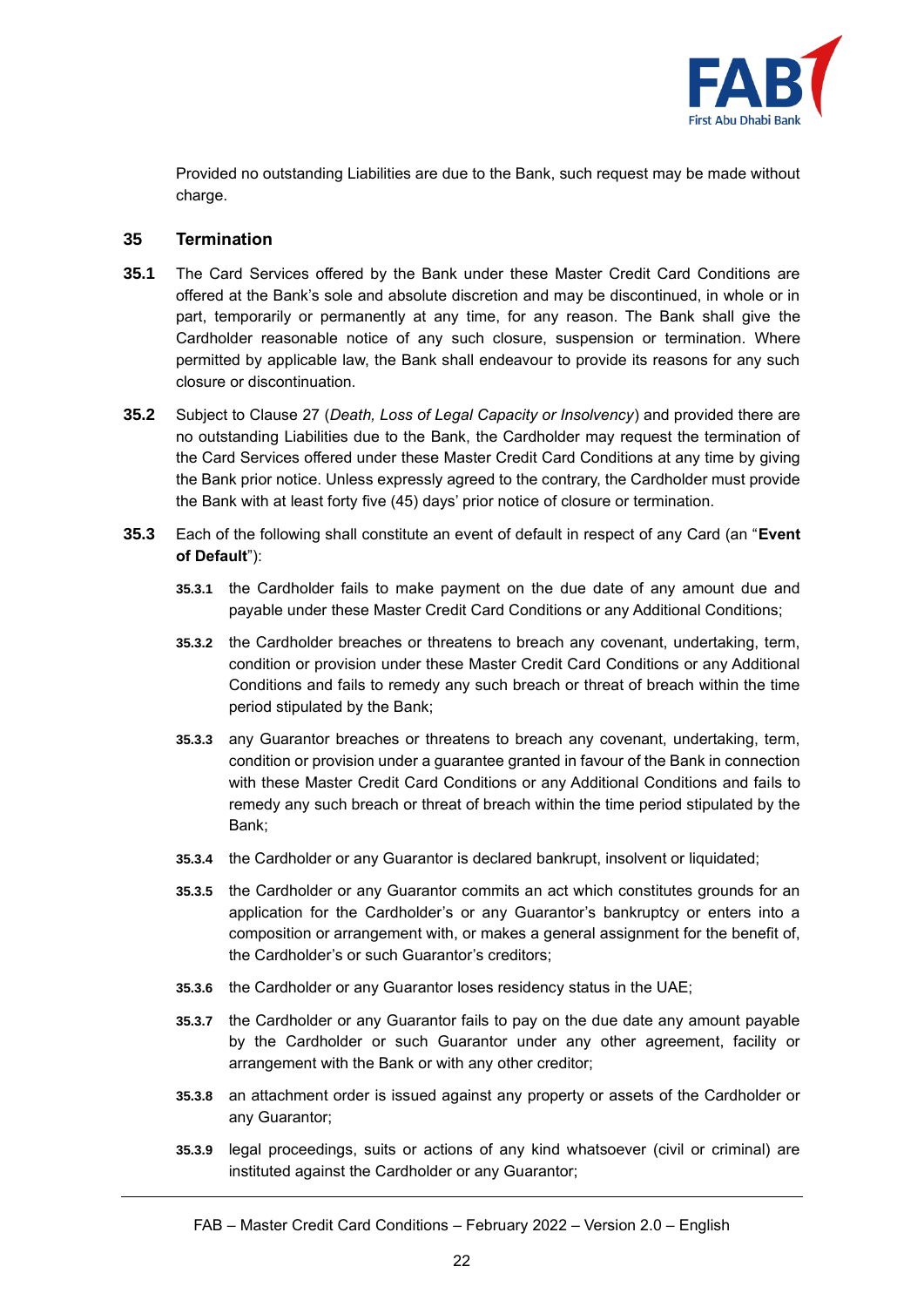Provided no outstanding Liabilities are due to the Bank, such request may be made without charge.

## 35 Termination

**35.1** The Card Services offered by the Bank under these Master Credit Card Conditions are offered at the Bank's sole and absolute discretion and may be discontinued, in whole or in part, temporarily or permanently at any time, for any reason. The Bank shall give the Cardholder reasonable notice of any such closure, suspension or termination. Where permitted by applicable law, the Bank shall endeavour to provide its reasons for any such closure or discontinuation.

**35.2** Subject to Clause 27 (*Death, Loss of Legal Capacity or Insolvency*) and provided there are no outstanding Liabilities due to the Bank, the Cardholder may request the termination of the Card Services offered under these Master Credit Card Conditions at any time by giving the Bank prior notice. Unless expressly agreed to the contrary, the Cardholder must provide the Bank with at least forty five (45) days' prior notice of closure or termination.

**35.3** Each of the following shall constitute an event of default in respect of any Card (an "**Event of Default**"):

**35.3.1** the Cardholder fails to make payment on the due date of any amount due and payable under these Master Credit Card Conditions or any Additional Conditions;

**35.3.2** the Cardholder breaches or threatens to breach any covenant, undertaking, term, condition or provision under these Master Credit Card Conditions or any Additional Conditions and fails to remedy any such breach or threat of breach within the time period stipulated by the Bank;

**35.3.3** any Guarantor breaches or threatens to breach any covenant, undertaking, term, condition or provision under a guarantee granted in favour of the Bank in connection with these Master Credit Card Conditions or any Additional Conditions and fails to remedy any such breach or threat of breach within the time period stipulated by the Bank;

**35.3.4** the Cardholder or any Guarantor is declared bankrupt, insolvent or liquidated;

**35.3.5** the Cardholder or any Guarantor commits an act which constitutes grounds for an application for the Cardholder's or any Guarantor's bankruptcy or enters into a composition or arrangement with, or makes a general assignment for the benefit of, the Cardholder's or such Guarantor's creditors;

**35.3.6** the Cardholder or any Guarantor loses residency status in the UAE;

**35.3.7** the Cardholder or any Guarantor fails to pay on the due date any amount payable by the Cardholder or such Guarantor under any other agreement, facility or arrangement with the Bank or with any other creditor;

**35.3.8** an attachment order is issued against any property or assets of the Cardholder or any Guarantor;

**35.3.9** legal proceedings, suits or actions of any kind whatsoever (civil or criminal) are instituted against the Cardholder or any Guarantor;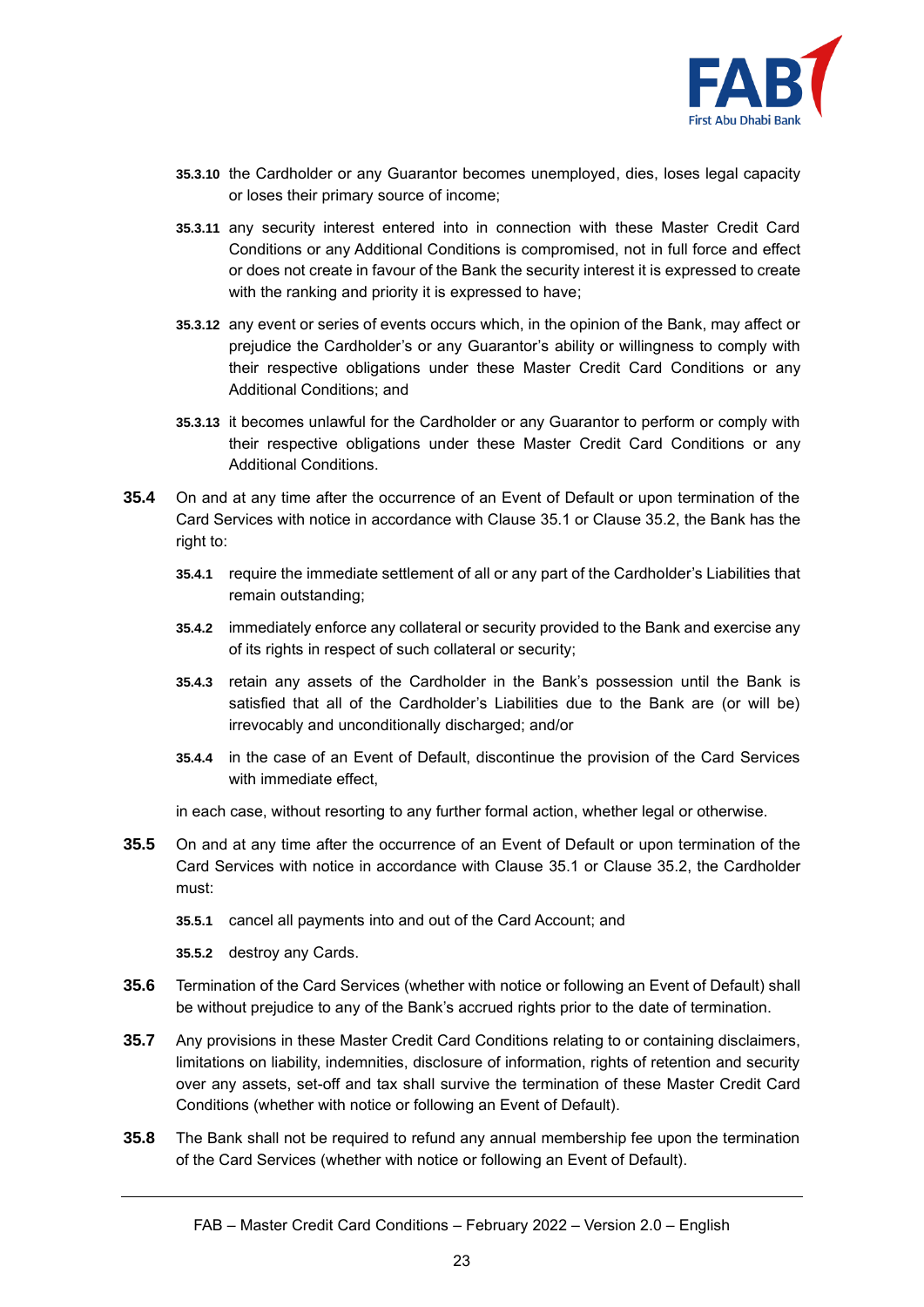**35.3.10** the Cardholder or any Guarantor becomes unemployed, dies, loses legal capacity or loses their primary source of income;

**35.3.11** any security interest entered into in connection with these Master Credit Card Conditions or any Additional Conditions is compromised, not in full force and effect or does not create in favour of the Bank the security interest it is expressed to create with the ranking and priority it is expressed to have;

**35.3.12** any event or series of events occurs which, in the opinion of the Bank, may affect or prejudice the Cardholder's or any Guarantor's ability or willingness to comply with their respective obligations under these Master Credit Card Conditions or any Additional Conditions; and

**35.3.13** it becomes unlawful for the Cardholder or any Guarantor to perform or comply with their respective obligations under these Master Credit Card Conditions or any Additional Conditions.

**35.4** On and at any time after the occurrence of an Event of Default or upon termination of the Card Services with notice in accordance with Clause 35.1 or Clause 35.2, the Bank has the right to:

**35.4.1** require the immediate settlement of all or any part of the Cardholder's Liabilities that remain outstanding;

**35.4.2** immediately enforce any collateral or security provided to the Bank and exercise any of its rights in respect of such collateral or security;

**35.4.3** retain any assets of the Cardholder in the Bank's possession until the Bank is satisfied that all of the Cardholder's Liabilities due to the Bank are (or will be) irrevocably and unconditionally discharged; and/or

**35.4.4** in the case of an Event of Default, discontinue the provision of the Card Services with immediate effect,

in each case, without resorting to any further formal action, whether legal or otherwise.

**35.5** On and at any time after the occurrence of an Event of Default or upon termination of the Card Services with notice in accordance with Clause 35.1 or Clause 35.2, the Cardholder must:

**35.5.1** cancel all payments into and out of the Card Account; and

**35.5.2** destroy any Cards.

**35.6** Termination of the Card Services (whether with notice or following an Event of Default) shall be without prejudice to any of the Bank's accrued rights prior to the date of termination.

**35.7** Any provisions in these Master Credit Card Conditions relating to or containing disclaimers, limitations on liability, indemnities, disclosure of information, rights of retention and security over any assets, set-off and tax shall survive the termination of these Master Credit Card Conditions (whether with notice or following an Event of Default).

**35.8** The Bank shall not be required to refund any annual membership fee upon the termination of the Card Services (whether with notice or following an Event of Default).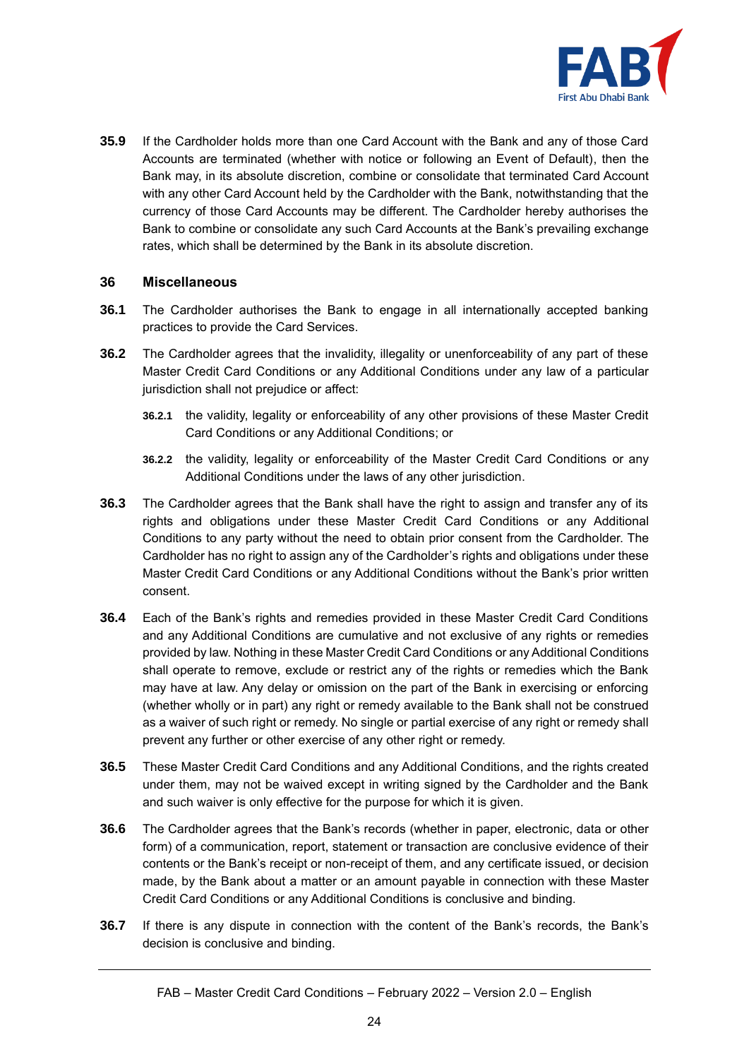**35.9** If the Cardholder holds more than one Card Account with the Bank and any of those Card Accounts are terminated (whether with notice or following an Event of Default), then the Bank may, in its absolute discretion, combine or consolidate that terminated Card Account with any other Card Account held by the Cardholder with the Bank, notwithstanding that the currency of those Card Accounts may be different. The Cardholder hereby authorises the Bank to combine or consolidate any such Card Accounts at the Bank's prevailing exchange rates, which shall be determined by the Bank in its absolute discretion.

## 36 Miscellaneous

**36.1** The Cardholder authorises the Bank to engage in all internationally accepted banking practices to provide the Card Services.

**36.2** The Cardholder agrees that the invalidity, illegality or unenforceability of any part of these Master Credit Card Conditions or any Additional Conditions under any law of a particular jurisdiction shall not prejudice or affect:

- **36.2.1** the validity, legality or enforceability of any other provisions of these Master Credit Card Conditions or any Additional Conditions; or
- **36.2.2** the validity, legality or enforceability of the Master Credit Card Conditions or any Additional Conditions under the laws of any other jurisdiction.

**36.3** The Cardholder agrees that the Bank shall have the right to assign and transfer any of its rights and obligations under these Master Credit Card Conditions or any Additional Conditions to any party without the need to obtain prior consent from the Cardholder. The Cardholder has no right to assign any of the Cardholder's rights and obligations under these Master Credit Card Conditions or any Additional Conditions without the Bank's prior written consent.

**36.4** Each of the Bank's rights and remedies provided in these Master Credit Card Conditions and any Additional Conditions are cumulative and not exclusive of any rights or remedies provided by law. Nothing in these Master Credit Card Conditions or any Additional Conditions shall operate to remove, exclude or restrict any of the rights or remedies which the Bank may have at law. Any delay or omission on the part of the Bank in exercising or enforcing (whether wholly or in part) any right or remedy available to the Bank shall not be construed as a waiver of such right or remedy. No single or partial exercise of any right or remedy shall prevent any further or other exercise of any other right or remedy.

**36.5** These Master Credit Card Conditions and any Additional Conditions, and the rights created under them, may not be waived except in writing signed by the Cardholder and the Bank and such waiver is only effective for the purpose for which it is given.

**36.6** The Cardholder agrees that the Bank's records (whether in paper, electronic, data or other form) of a communication, report, statement or transaction are conclusive evidence of their contents or the Bank's receipt or non-receipt of them, and any certificate issued, or decision made, by the Bank about a matter or an amount payable in connection with these Master Credit Card Conditions or any Additional Conditions is conclusive and binding.

**36.7** If there is any dispute in connection with the content of the Bank's records, the Bank's decision is conclusive and binding.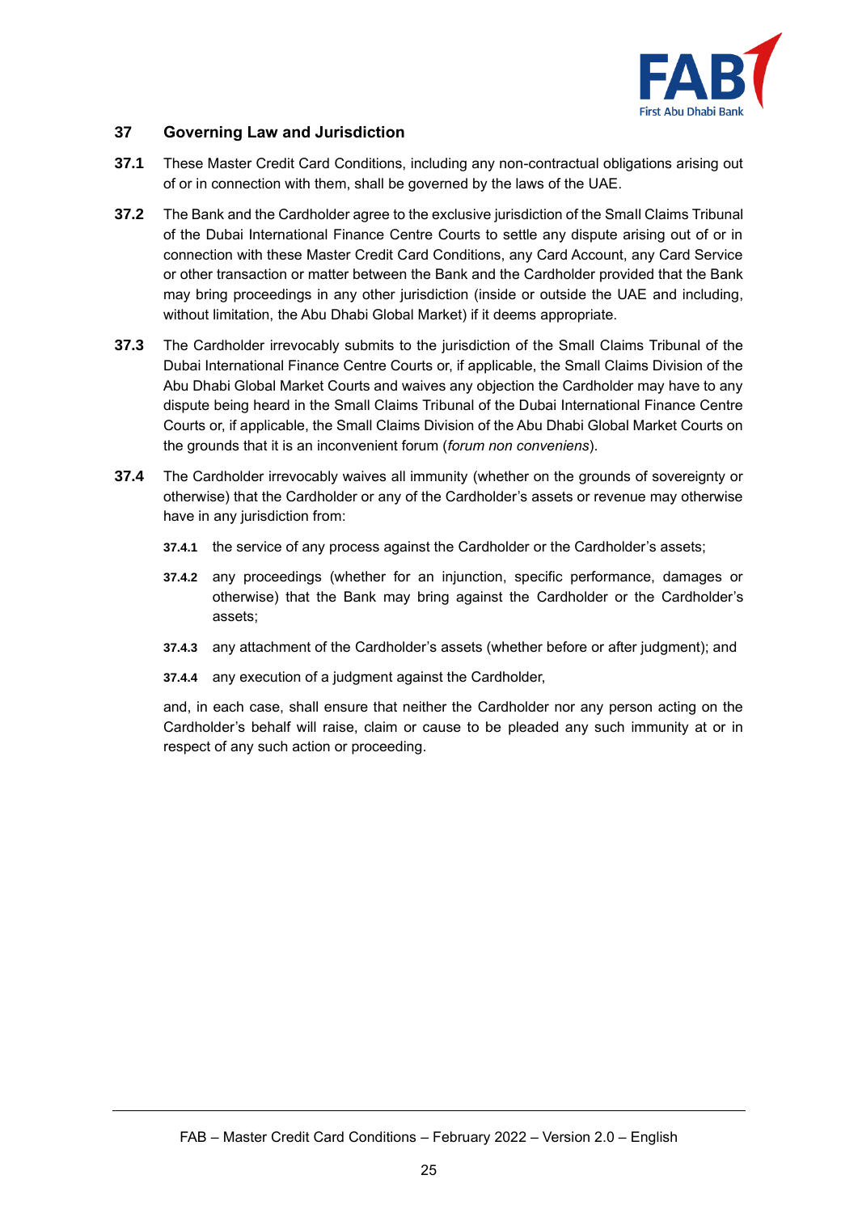## 37 Governing Law and Jurisdiction

**37.1** These Master Credit Card Conditions, including any non-contractual obligations arising out of or in connection with them, shall be governed by the laws of the UAE.

**37.2** The Bank and the Cardholder agree to the exclusive jurisdiction of the Small Claims Tribunal of the Dubai International Finance Centre Courts to settle any dispute arising out of or in connection with these Master Credit Card Conditions, any Card Account, any Card Service or other transaction or matter between the Bank and the Cardholder provided that the Bank may bring proceedings in any other jurisdiction (inside or outside the UAE and including, without limitation, the Abu Dhabi Global Market) if it deems appropriate.

**37.3** The Cardholder irrevocably submits to the jurisdiction of the Small Claims Tribunal of the Dubai International Finance Centre Courts or, if applicable, the Small Claims Division of the Abu Dhabi Global Market Courts and waives any objection the Cardholder may have to any dispute being heard in the Small Claims Tribunal of the Dubai International Finance Centre Courts or, if applicable, the Small Claims Division of the Abu Dhabi Global Market Courts on the grounds that it is an inconvenient forum (*forum non conveniens*).

**37.4** The Cardholder irrevocably waives all immunity (whether on the grounds of sovereignty or otherwise) that the Cardholder or any of the Cardholder's assets or revenue may otherwise have in any jurisdiction from:

- **37.4.1** the service of any process against the Cardholder or the Cardholder's assets;
- **37.4.2** any proceedings (whether for an injunction, specific performance, damages or otherwise) that the Bank may bring against the Cardholder or the Cardholder's assets;
- **37.4.3** any attachment of the Cardholder's assets (whether before or after judgment); and
- **37.4.4** any execution of a judgment against the Cardholder,

and, in each case, shall ensure that neither the Cardholder nor any person acting on the Cardholder's behalf will raise, claim or cause to be pleaded any such immunity at or in respect of any such action or proceeding.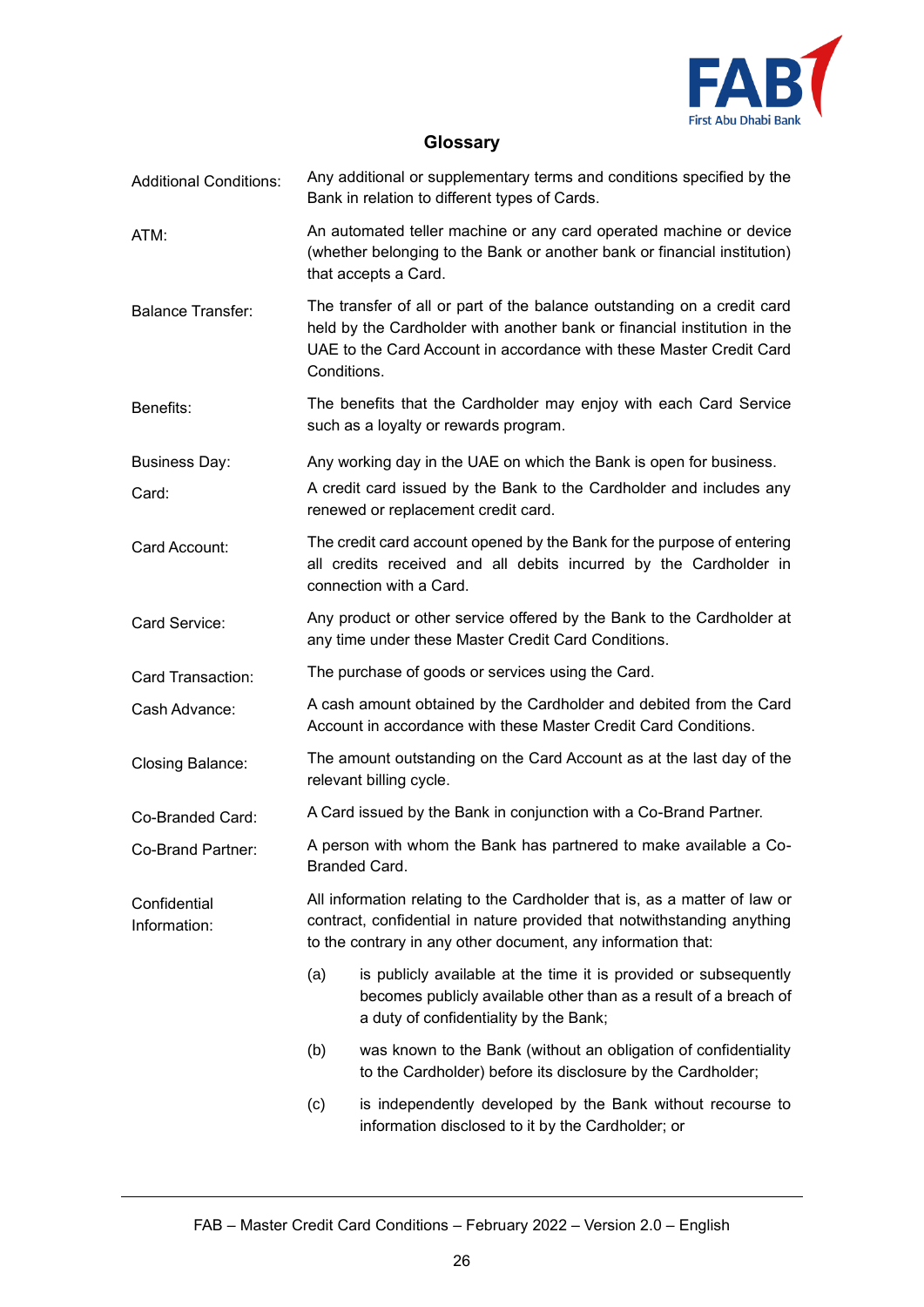## Glossary

**Additional Conditions:** Any additional or supplementary terms and conditions specified by the Bank in relation to different types of Cards.

**ATM:** An automated teller machine or any card operated machine or device (whether belonging to the Bank or another bank or financial institution) that accepts a Card.

**Balance Transfer:** The transfer of all or part of the balance outstanding on a credit card held by the Cardholder with another bank or financial institution in the UAE to the Card Account in accordance with these Master Credit Card Conditions.

**Benefits:** The benefits that the Cardholder may enjoy with each Card Service such as a loyalty or rewards program.

**Business Day:** Any working day in the UAE on which the Bank is open for business.

**Card:** A credit card issued by the Bank to the Cardholder and includes any renewed or replacement credit card.

**Card Account:** The credit card account opened by the Bank for the purpose of entering all credits received and all debits incurred by the Cardholder in connection with a Card.

**Card Service:** Any product or other service offered by the Bank to the Cardholder at any time under these Master Credit Card Conditions.

**Card Transaction:** The purchase of goods or services using the Card.

**Cash Advance:** A cash amount obtained by the Cardholder and debited from the Card Account in accordance with these Master Credit Card Conditions.

**Closing Balance:** The amount outstanding on the Card Account as at the last day of the relevant billing cycle.

**Co-Branded Card:** A Card issued by the Bank in conjunction with a Co-Brand Partner.

**Co-Brand Partner:** A person with whom the Bank has partnered to make available a Co-Branded Card.

**Confidential Information:** All information relating to the Cardholder that is, as a matter of law or contract, confidential in nature provided that notwithstanding anything to the contrary in any other document, any information that:

(a) is publicly available at the time it is provided or subsequently becomes publicly available other than as a result of a breach of a duty of confidentiality by the Bank;

(b) was known to the Bank (without an obligation of confidentiality to the Cardholder) before its disclosure by the Cardholder;

(c) is independently developed by the Bank without recourse to information disclosed to it by the Cardholder; or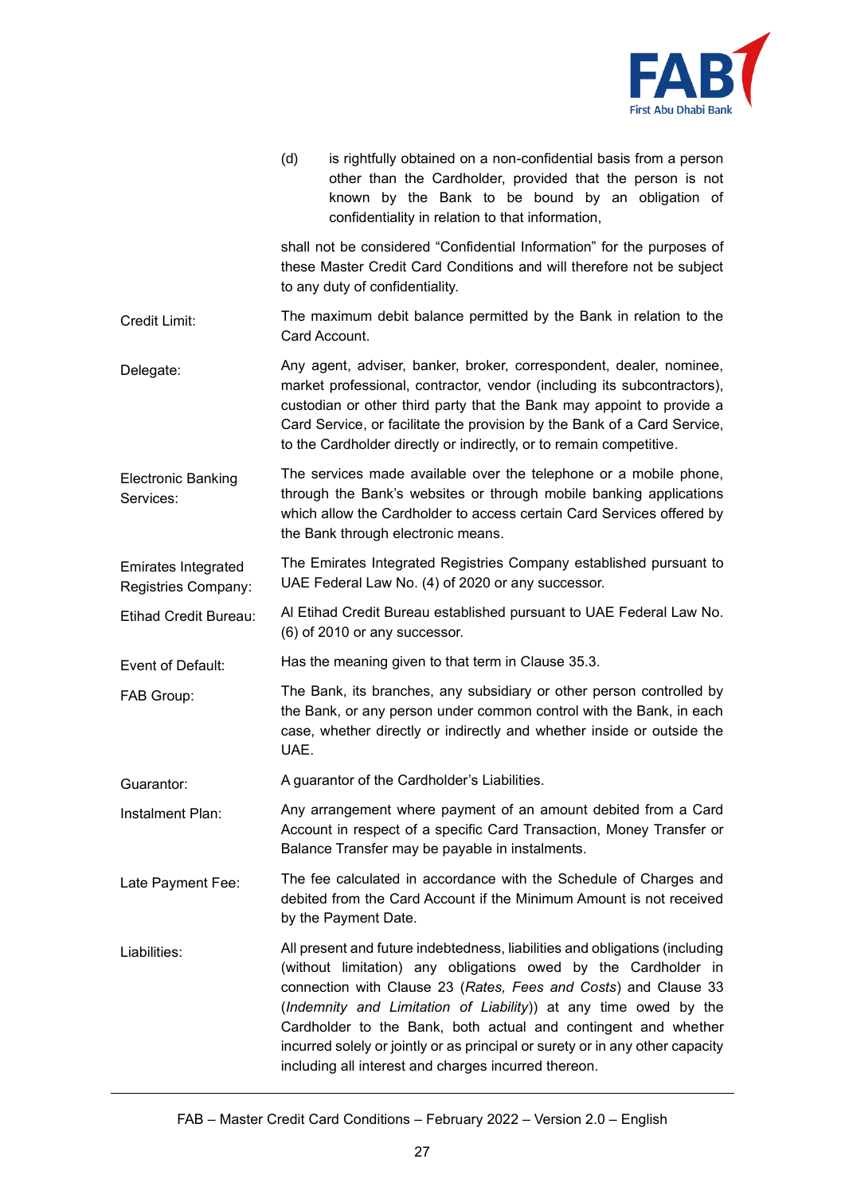(d) is rightfully obtained on a non-confidential basis from a person other than the Cardholder, provided that the person is not known by the Bank to be bound by an obligation of confidentiality in relation to that information,

shall not be considered "Confidential Information" for the purposes of these Master Credit Card Conditions and will therefore not be subject to any duty of confidentiality.

| | |
|---|---|
| Credit Limit: | The maximum debit balance permitted by the Bank in relation to the Card Account. |
| Delegate: | Any agent, adviser, banker, broker, correspondent, dealer, nominee, market professional, contractor, vendor (including its subcontractors), custodian or other third party that the Bank may appoint to provide a Card Service, or facilitate the provision by the Bank of a Card Service, to the Cardholder directly or indirectly, or to remain competitive. |
| Electronic Banking Services: | The services made available over the telephone or a mobile phone, through the Bank's websites or through mobile banking applications which allow the Cardholder to access certain Card Services offered by the Bank through electronic means. |
| Emirates Integrated Registries Company: | The Emirates Integrated Registries Company established pursuant to UAE Federal Law No. (4) of 2020 or any successor. |
| Etihad Credit Bureau: | Al Etihad Credit Bureau established pursuant to UAE Federal Law No. (6) of 2010 or any successor. |
| Event of Default: | Has the meaning given to that term in Clause 35.3. |
| FAB Group: | The Bank, its branches, any subsidiary or other person controlled by the Bank, or any person under common control with the Bank, in each case, whether directly or indirectly and whether inside or outside the UAE. |
| Guarantor: | A guarantor of the Cardholder's Liabilities. |
| Instalment Plan: | Any arrangement where payment of an amount debited from a Card Account in respect of a specific Card Transaction, Money Transfer or Balance Transfer may be payable in instalments. |
| Late Payment Fee: | The fee calculated in accordance with the Schedule of Charges and debited from the Card Account if the Minimum Amount is not received by the Payment Date. |
| Liabilities: | All present and future indebtedness, liabilities and obligations (including (without limitation) any obligations owed by the Cardholder in connection with Clause 23 (*Rates, Fees and Costs*) and Clause 33 (*Indemnity and Limitation of Liability*)) at any time owed by the Cardholder to the Bank, both actual and contingent and whether incurred solely or jointly or as principal or surety or in any other capacity including all interest and charges incurred thereon. |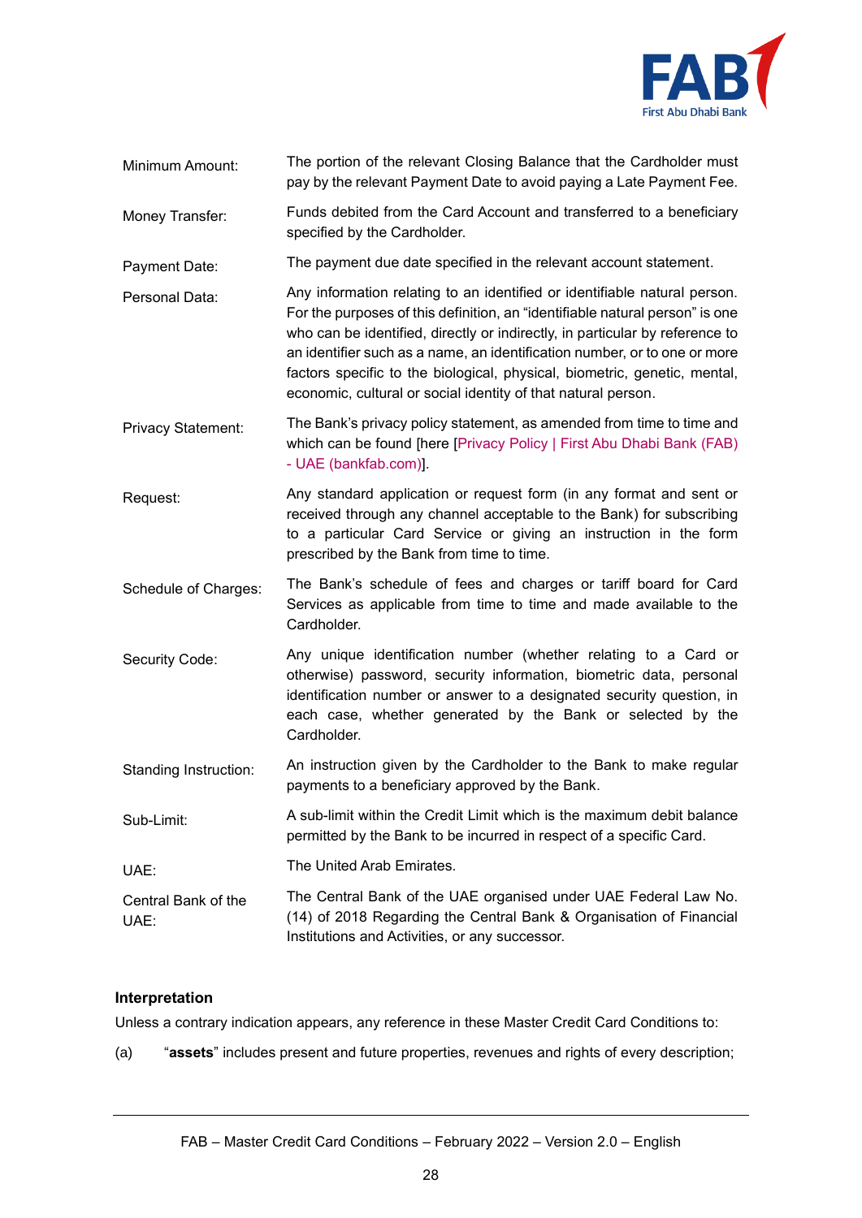| | |
|---|---|
| Minimum Amount: | The portion of the relevant Closing Balance that the Cardholder must pay by the relevant Payment Date to avoid paying a Late Payment Fee. |
| Money Transfer: | Funds debited from the Card Account and transferred to a beneficiary specified by the Cardholder. |
| Payment Date: | The payment due date specified in the relevant account statement. |
| Personal Data: | Any information relating to an identified or identifiable natural person. For the purposes of this definition, an "identifiable natural person" is one who can be identified, directly or indirectly, in particular by reference to an identifier such as a name, an identification number, or to one or more factors specific to the biological, physical, biometric, genetic, mental, economic, cultural or social identity of that natural person. |
| Privacy Statement: | The Bank's privacy policy statement, as amended from time to time and which can be found [here [Privacy Policy \| First Abu Dhabi Bank (FAB) - UAE (bankfab.com)]. |
| Request: | Any standard application or request form (in any format and sent or received through any channel acceptable to the Bank) for subscribing to a particular Card Service or giving an instruction in the form prescribed by the Bank from time to time. |
| Schedule of Charges: | The Bank's schedule of fees and charges or tariff board for Card Services as applicable from time to time and made available to the Cardholder. |
| Security Code: | Any unique identification number (whether relating to a Card or otherwise) password, security information, biometric data, personal identification number or answer to a designated security question, in each case, whether generated by the Bank or selected by the Cardholder. |
| Standing Instruction: | An instruction given by the Cardholder to the Bank to make regular payments to a beneficiary approved by the Bank. |
| Sub-Limit: | A sub-limit within the Credit Limit which is the maximum debit balance permitted by the Bank to be incurred in respect of a specific Card. |
| UAE: | The United Arab Emirates. |
| Central Bank of the UAE: | The Central Bank of the UAE organised under UAE Federal Law No. (14) of 2018 Regarding the Central Bank & Organisation of Financial Institutions and Activities, or any successor. |

**Interpretation**

Unless a contrary indication appears, any reference in these Master Credit Card Conditions to:

(a) "**assets**" includes present and future properties, revenues and rights of every description;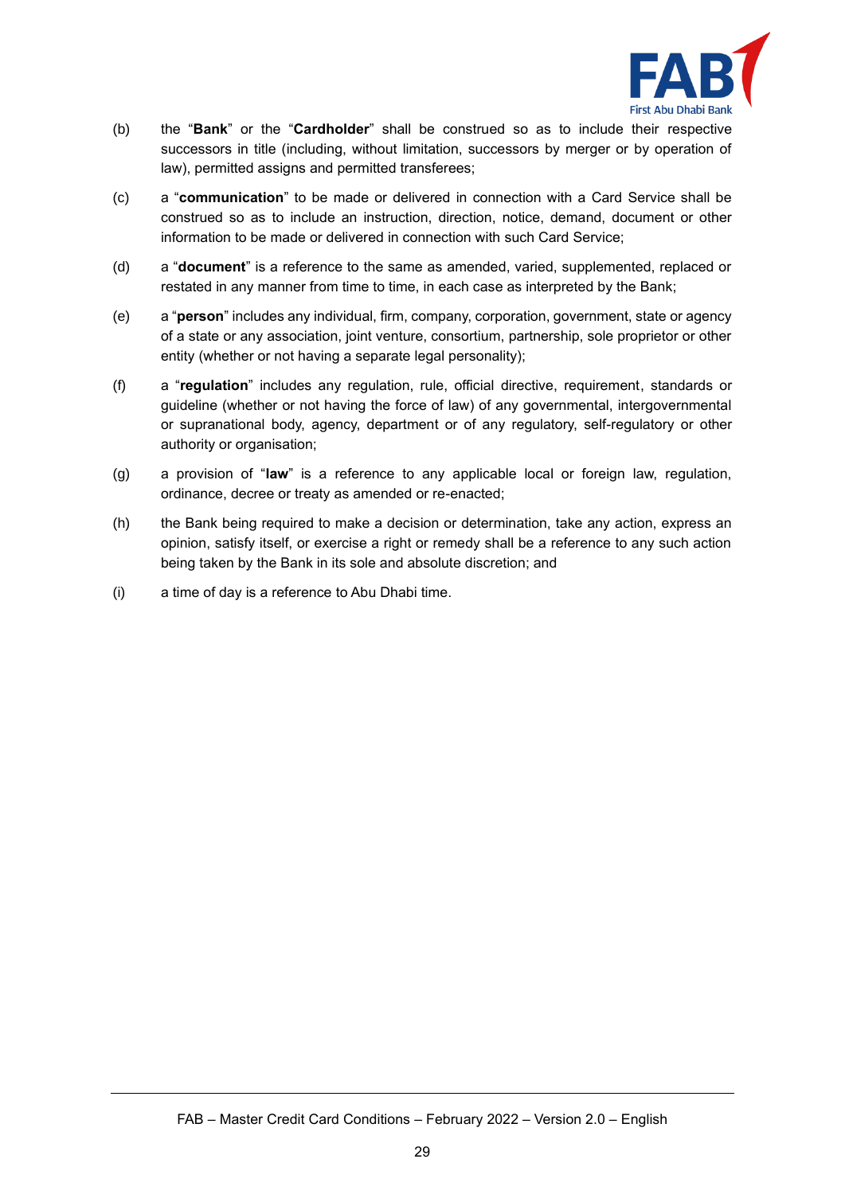(b) the "**Bank**" or the "**Cardholder**" shall be construed so as to include their respective successors in title (including, without limitation, successors by merger or by operation of law), permitted assigns and permitted transferees;

(c) a "**communication**" to be made or delivered in connection with a Card Service shall be construed so as to include an instruction, direction, notice, demand, document or other information to be made or delivered in connection with such Card Service;

(d) a "**document**" is a reference to the same as amended, varied, supplemented, replaced or restated in any manner from time to time, in each case as interpreted by the Bank;

(e) a "**person**" includes any individual, firm, company, corporation, government, state or agency of a state or any association, joint venture, consortium, partnership, sole proprietor or other entity (whether or not having a separate legal personality);

(f) a "**regulation**" includes any regulation, rule, official directive, requirement, standards or guideline (whether or not having the force of law) of any governmental, intergovernmental or supranational body, agency, department or of any regulatory, self-regulatory or other authority or organisation;

(g) a provision of "**law**" is a reference to any applicable local or foreign law, regulation, ordinance, decree or treaty as amended or re-enacted;

(h) the Bank being required to make a decision or determination, take any action, express an opinion, satisfy itself, or exercise a right or remedy shall be a reference to any such action being taken by the Bank in its sole and absolute discretion; and

(i) a time of day is a reference to Abu Dhabi time.